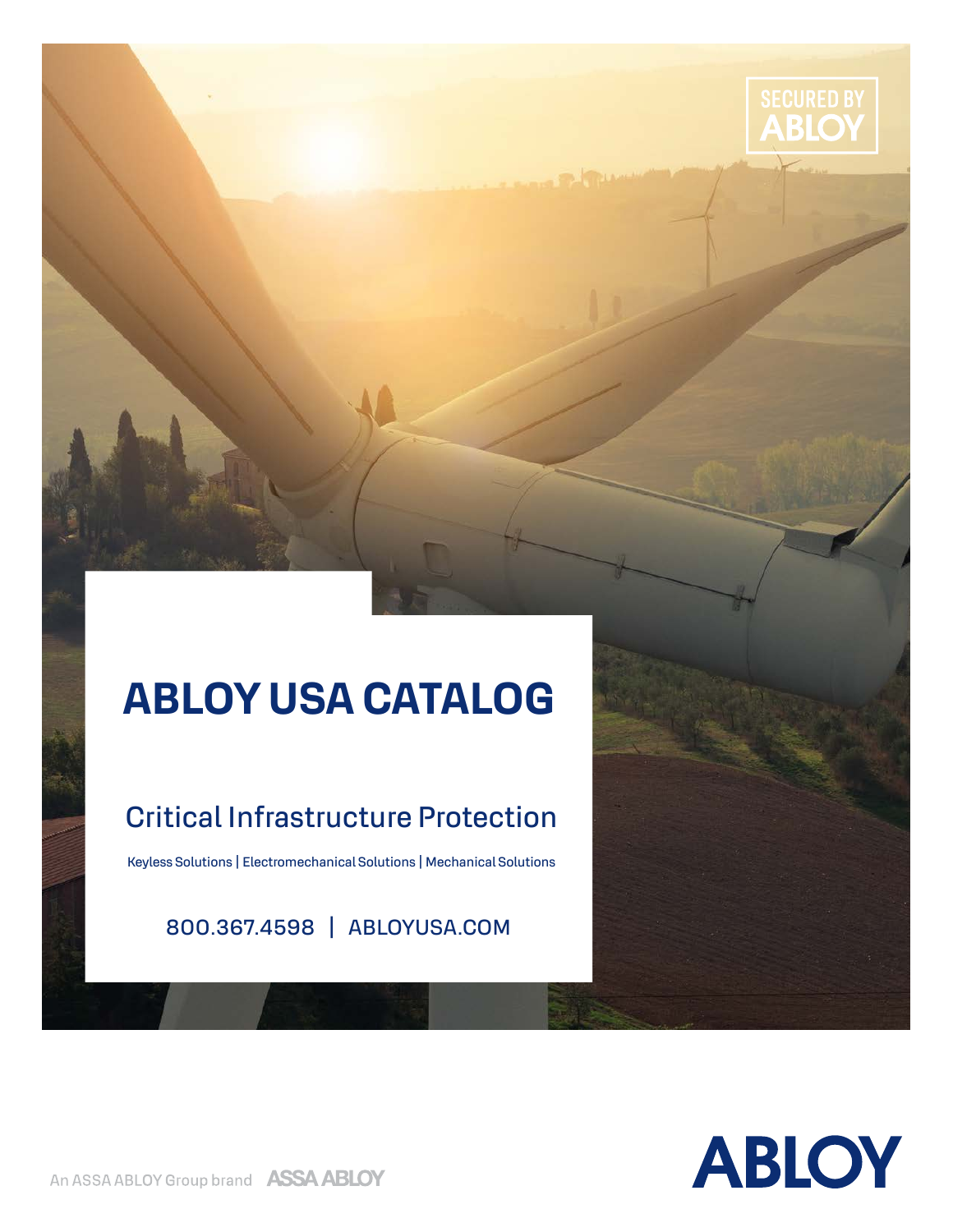SECURED BY ABLOY

# ABLOY USA CATALOG

## Critical Infrastructure Protection

Keyless Solutions | Electromechanical Solutions | Mechanical Solutions

800.367.4598 | ABLOYUSA.COM

An ASSA ABLOY Group brand ASSA ABLOY

ABLOY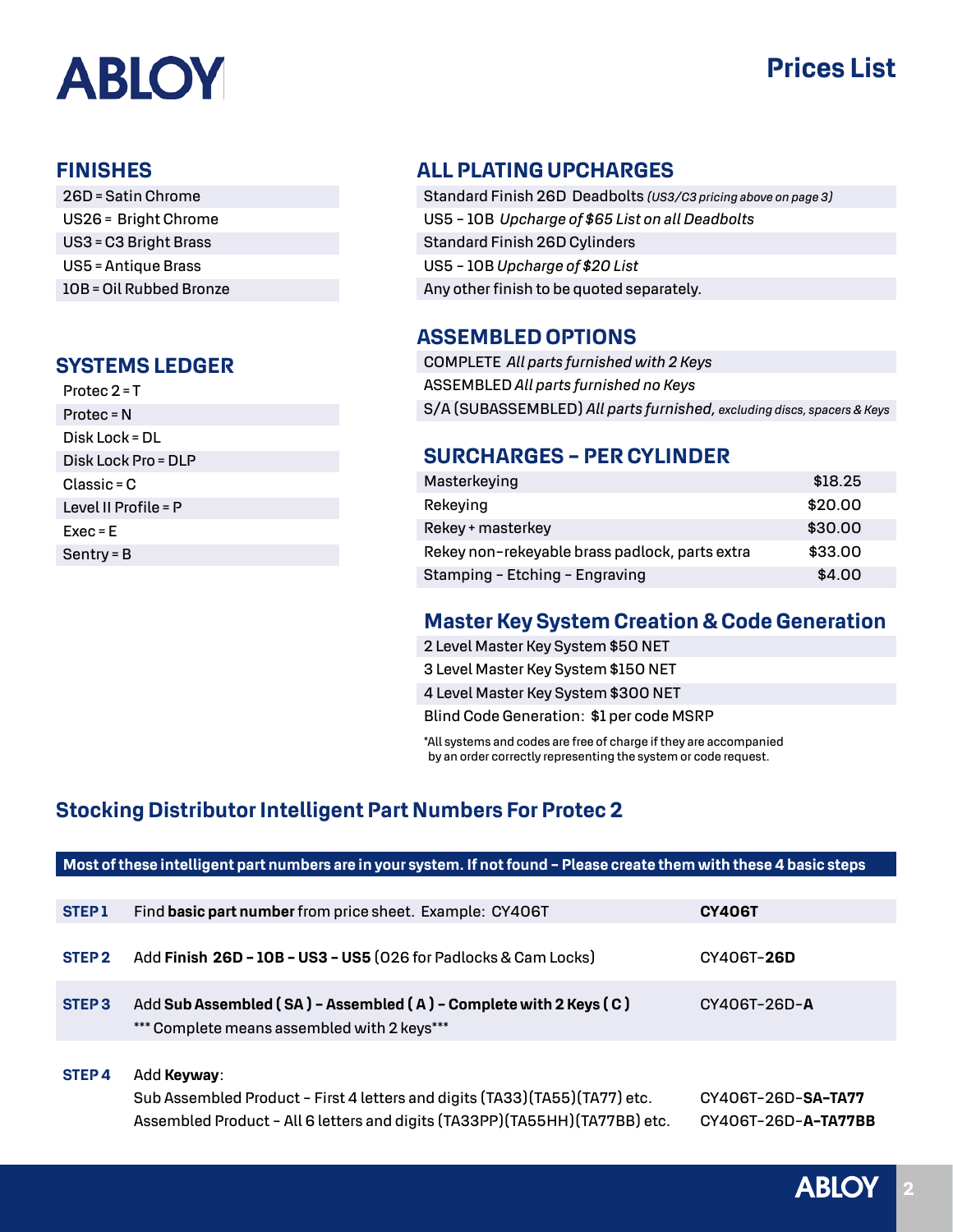ABLOY

# Prices List

## FINISHES

| |
|---|
| 26D = Satin Chrome |
| US26 = Bright Chrome |
| US3 = C3 Bright Brass |
| US5 = Antique Brass |
| 10B = Oil Rubbed Bronze |

## SYSTEMS LEDGER

| |
|---|
| Protec 2 = T |
| Protec = N |
| Disk Lock = DL |
| Disk Lock Pro = DLP |
| Classic = C |
| Level II Profile = P |
| Exec = E |
| Sentry = B |

## ALL PLATING UPCHARGES

| |
|---|
| Standard Finish 26D Deadbolts *(US3/C3 pricing above on page 3)* |
| US5 – 10B *Upcharge of $65 List on all Deadbolts* |
| Standard Finish 26D Cylinders |
| US5 – 10B *Upcharge of $20 List* |
| Any other finish to be quoted separately. |

## ASSEMBLED OPTIONS

| |
|---|
| COMPLETE *All parts furnished with 2 Keys* |
| ASSEMBLED *All parts furnished no Keys* |
| S/A (SUBASSEMBLED) *All parts furnished, excluding discs, spacers & Keys* |

## SURCHARGES – PER CYLINDER

| | |
|---|---|
| Masterkeying | $18.25 |
| Rekeying | $20.00 |
| Rekey + masterkey | $30.00 |
| Rekey non-rekeyable brass padlock, parts extra | $33.00 |
| Stamping - Etching - Engraving | $4.00 |

## Master Key System Creation & Code Generation

| |
|---|
| 2 Level Master Key System $50 NET |
| 3 Level Master Key System $150 NET |
| 4 Level Master Key System $300 NET |
| Blind Code Generation: $1 per code MSRP |

*All systems and codes are free of charge if they are accompanied by an order correctly representing the system or code request.

## Stocking Distributor Intelligent Part Numbers For Protec 2

**Most of these intelligent part numbers are in your system. If not found – Please create them with these 4 basic steps**

| | | |
|---|---|---|
| **STEP 1** | Find **basic part number** from price sheet. Example: CY406T | **CY406T** |
| **STEP 2** | Add **Finish 26D – 10B – US3 – US5** (026 for Padlocks & Cam Locks) | CY406T-**26D** |
| **STEP 3** | Add **Sub Assembled ( SA ) – Assembled ( A ) – Complete with 2 Keys ( C )**<br>*** Complete means assembled with 2 keys*** | CY406T-26D-**A** |
| **STEP 4** | Add **Keyway**:<br>Sub Assembled Product – First 4 letters and digits (TA33)(TA55)(TA77) etc.<br>Assembled Product – All 6 letters and digits (TA33PP)(TA55HH)(TA77BB) etc. | <br>CY406T-26D-**SA-TA77**<br>CY406T-26D-**A-TA77BB** |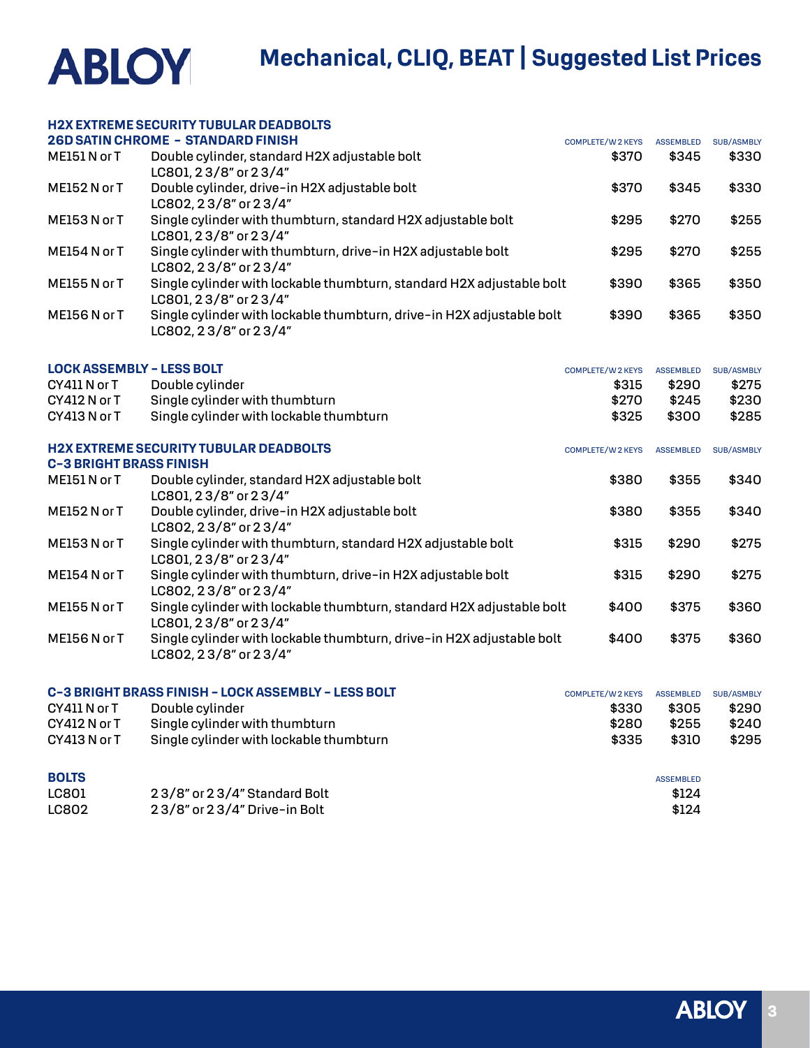# ABLOY

# Mechanical, CLIQ, BEAT | Suggested List Prices

## H2X EXTREME SECURITY TUBULAR DEADBOLTS
### 26D SATIN CHROME – STANDARD FINISH

| | | COMPLETE/W 2 KEYS | ASSEMBLED | SUB/ASMBLY |
|---|---|---|---|---|
| ME151 N or T | Double cylinder, standard H2X adjustable bolt LC801, 2 3/8" or 2 3/4" | $370 | $345 | $330 |
| ME152 N or T | Double cylinder, drive-in H2X adjustable bolt LC802, 2 3/8" or 2 3/4" | $370 | $345 | $330 |
| ME153 N or T | Single cylinder with thumbturn, standard H2X adjustable bolt LC801, 2 3/8" or 2 3/4" | $295 | $270 | $255 |
| ME154 N or T | Single cylinder with thumbturn, drive-in H2X adjustable bolt LC802, 2 3/8" or 2 3/4" | $295 | $270 | $255 |
| ME155 N or T | Single cylinder with lockable thumbturn, standard H2X adjustable bolt LC801, 2 3/8" or 2 3/4" | $390 | $365 | $350 |
| ME156 N or T | Single cylinder with lockable thumbturn, drive-in H2X adjustable bolt LC802, 2 3/8" or 2 3/4" | $390 | $365 | $350 |

### LOCK ASSEMBLY – LESS BOLT

| | | COMPLETE/W 2 KEYS | ASSEMBLED | SUB/ASMBLY |
|---|---|---|---|---|
| CY411 N or T | Double cylinder | $315 | $290 | $275 |
| CY412 N or T | Single cylinder with thumbturn | $270 | $245 | $230 |
| CY413 N or T | Single cylinder with lockable thumbturn | $325 | $300 | $285 |

## H2X EXTREME SECURITY TUBULAR DEADBOLTS
### C-3 BRIGHT BRASS FINISH

| | | COMPLETE/W 2 KEYS | ASSEMBLED | SUB/ASMBLY |
|---|---|---|---|---|
| ME151 N or T | Double cylinder, standard H2X adjustable bolt LC801, 2 3/8" or 2 3/4" | $380 | $355 | $340 |
| ME152 N or T | Double cylinder, drive-in H2X adjustable bolt LC802, 2 3/8" or 2 3/4" | $380 | $355 | $340 |
| ME153 N or T | Single cylinder with thumbturn, standard H2X adjustable bolt LC801, 2 3/8" or 2 3/4" | $315 | $290 | $275 |
| ME154 N or T | Single cylinder with thumbturn, drive-in H2X adjustable bolt LC802, 2 3/8" or 2 3/4" | $315 | $290 | $275 |
| ME155 N or T | Single cylinder with lockable thumbturn, standard H2X adjustable bolt LC801, 2 3/8" or 2 3/4" | $400 | $375 | $360 |
| ME156 N or T | Single cylinder with lockable thumbturn, drive-in H2X adjustable bolt LC802, 2 3/8" or 2 3/4" | $400 | $375 | $360 |

### C-3 BRIGHT BRASS FINISH – LOCK ASSEMBLY – LESS BOLT

| | | COMPLETE/W 2 KEYS | ASSEMBLED | SUB/ASMBLY |
|---|---|---|---|---|
| CY411 N or T | Double cylinder | $330 | $305 | $290 |
| CY412 N or T | Single cylinder with thumbturn | $280 | $255 | $240 |
| CY413 N or T | Single cylinder with lockable thumbturn | $335 | $310 | $295 |

### BOLTS

| | | ASSEMBLED |
|---|---|---|
| LC801 | 2 3/8" or 2 3/4" Standard Bolt | $124 |
| LC802 | 2 3/8" or 2 3/4" Drive-in Bolt | $124 |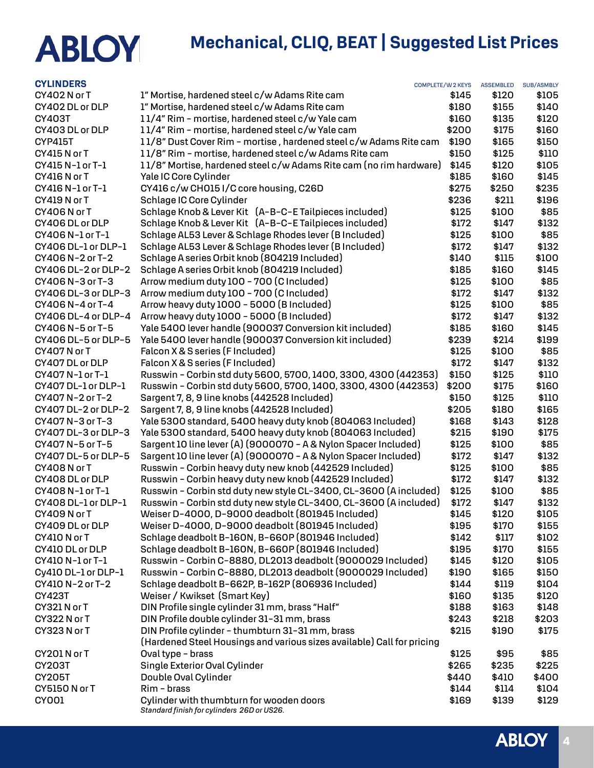# ABLOY

## Mechanical, CLIQ, BEAT | Suggested List Prices

| CYLINDERS | | COMPLETE/W 2 KEYS | ASSEMBLED | SUB/ASMBLY |
|---|---|---|---|---|
| CY402 N or T | 1" Mortise, hardened steel c/w Adams Rite cam | $145 | $120 | $105 |
| CY402 DL or DLP | 1" Mortise, hardened steel c/w Adams Rite cam | $180 | $155 | $140 |
| CY403T | 1 1/4" Rim - mortise, hardened steel c/w Yale cam | $160 | $135 | $120 |
| CY403 DL or DLP | 1 1/4" Rim - mortise, hardened steel c/w Yale cam | $200 | $175 | $160 |
| CYP415T | 1 1/8" Dust Cover Rim - mortise , hardened steel c/w Adams Rite cam | $190 | $165 | $150 |
| CY415 N or T | 1 1/8" Rim - mortise, hardened steel c/w Adams Rite cam | $150 | $125 | $110 |
| CY415 N-1 or T-1 | 1 1/8" Mortise, hardened steel c/w Adams Rite cam (no rim hardware) | $145 | $120 | $105 |
| CY416 N or T | Yale IC Core Cylinder | $185 | $160 | $145 |
| CY416 N-1 or T-1 | CY416 c/w CH015 I/C core housing, C26D | $275 | $250 | $235 |
| CY419 N or T | Schlage IC Core Cylinder | $236 | $211 | $196 |
| CY406 N or T | Schlage Knob & Lever Kit (A-B-C-E Tailpieces included) | $125 | $100 | $85 |
| CY406 DL or DLP | Schlage Knob & Lever Kit (A-B-C-E Tailpieces included) | $172 | $147 | $132 |
| CY406 N-1 or T-1 | Schlage AL53 Lever & Schlage Rhodes lever (B Included) | $125 | $100 | $85 |
| CY406 DL-1 or DLP-1 | Schlage AL53 Lever & Schlage Rhodes lever (B Included) | $172 | $147 | $132 |
| CY406 N-2 or T-2 | Schlage A series Orbit knob (804219 Included) | $140 | $115 | $100 |
| CY406 DL-2 or DLP-2 | Schlage A series Orbit knob (804219 Included) | $185 | $160 | $145 |
| CY406 N-3 or T-3 | Arrow medium duty 100 - 700 (C Included) | $125 | $100 | $85 |
| CY406 DL-3 or DLP-3 | Arrow medium duty 100 - 700 (C Included) | $172 | $147 | $132 |
| CY406 N-4 or T-4 | Arrow heavy duty 1000 - 5000 (B Included) | $125 | $100 | $85 |
| CY406 DL-4 or DLP-4 | Arrow heavy duty 1000 - 5000 (B Included) | $172 | $147 | $132 |
| CY406 N-5 or T-5 | Yale 5400 lever handle (900037 Conversion kit included) | $185 | $160 | $145 |
| CY406 DL-5 or DLP-5 | Yale 5400 lever handle (900037 Conversion kit included) | $239 | $214 | $199 |
| CY407 N or T | Falcon X & S series (F Included) | $125 | $100 | $85 |
| CY407 DL or DLP | Falcon X & S series (F Included) | $172 | $147 | $132 |
| CY407 N-1 or T-1 | Russwin - Corbin std duty 5600, 5700, 1400, 3300, 4300 (442353) | $150 | $125 | $110 |
| CY407 DL-1 or DLP-1 | Russwin - Corbin std duty 5600, 5700, 1400, 3300, 4300 (442353) | $200 | $175 | $160 |
| CY407 N-2 or T-2 | Sargent 7, 8, 9 line knobs (442528 Included) | $150 | $125 | $110 |
| CY407 DL-2 or DLP-2 | Sargent 7, 8, 9 line knobs (442528 Included) | $205 | $180 | $165 |
| CY407 N-3 or T-3 | Yale 5300 standard, 5400 heavy duty knob (804063 Included) | $168 | $143 | $128 |
| CY407 DL-3 or DLP-3 | Yale 5300 standard, 5400 heavy duty knob (804063 Included) | $215 | $190 | $175 |
| CY407 N-5 or T-5 | Sargent 10 line lever (A) (9000070 - A & Nylon Spacer Included) | $125 | $100 | $85 |
| CY407 DL-5 or DLP-5 | Sargent 10 line lever (A) (9000070 - A & Nylon Spacer Included) | $172 | $147 | $132 |
| CY408 N or T | Russwin - Corbin heavy duty new knob (442529 Included) | $125 | $100 | $85 |
| CY408 DL or DLP | Russwin - Corbin heavy duty new knob (442529 Included) | $172 | $147 | $132 |
| CY408 N-1 or T-1 | Russwin - Corbin std duty new style CL-3400, CL-3600 (A included) | $125 | $100 | $85 |
| CY408 DL-1 or DLP-1 | Russwin - Corbin std duty new style CL-3400, CL-3600 (A included) | $172 | $147 | $132 |
| CY409 N or T | Weiser D-4000, D-9000 deadbolt (801945 Included) | $145 | $120 | $105 |
| CY409 DL or DLP | Weiser D-4000, D-9000 deadbolt (801945 Included) | $195 | $170 | $155 |
| CY410 N or T | Schlage deadbolt B-160N, B-660P (801946 Included) | $142 | $117 | $102 |
| CY410 DL or DLP | Schlage deadbolt B-160N, B-660P (801946 Included) | $195 | $170 | $155 |
| CY410 N-1 or T-1 | Russwin - Corbin C-8880, DL2013 deadbolt (9000029 Included) | $145 | $120 | $105 |
| Cy410 DL-1 or DLP-1 | Russwin - Corbin C-8880, DL2013 deadbolt (9000029 Included) | $190 | $165 | $150 |
| CY410 N-2 or T-2 | Schlage deadbolt B-662P, B-162P (806936 Included) | $144 | $119 | $104 |
| CY423T | Weiser / Kwikset (Smart Key) | $160 | $135 | $120 |
| CY321 N or T | DIN Profile single cylinder 31 mm, brass "Half" | $188 | $163 | $148 |
| CY322 N or T | DIN Profile double cylinder 31-31 mm, brass | $243 | $218 | $203 |
| CY323 N or T | DIN Profile cylinder - thumbturn 31-31 mm, brass<br>(Hardened Steel Housings and various sizes available) Call for pricing | $215 | $190 | $175 |
| CY201 N or T | Oval type - brass | $125 | $95 | $85 |
| CY203T | Single Exterior Oval Cylinder | $265 | $235 | $225 |
| CY205T | Double Oval Cylinder | $440 | $410 | $400 |
| CY5150 N or T | Rim - brass | $144 | $114 | $104 |
| CY001 | Cylinder with thumbturn for wooden doors<br>*Standard finish for cylinders 26D or US26.* | $169 | $139 | $129 |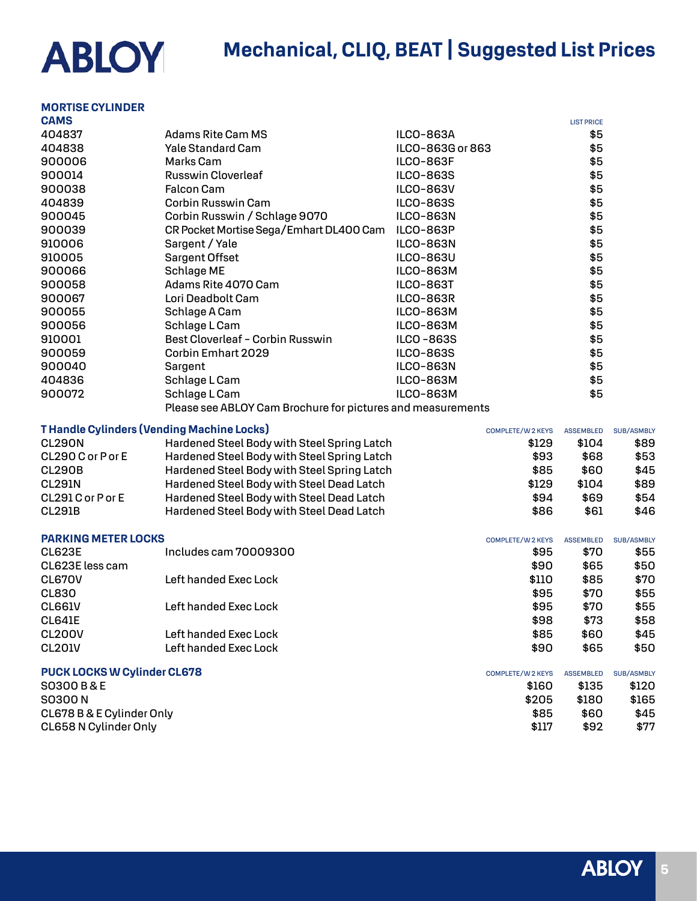# Mechanical, CLIQ, BEAT | Suggested List Prices

## MORTISE CYLINDER

### CAMS

| | | | LIST PRICE |
|---|---|---|---|
| 404837 | Adams Rite Cam MS | ILCO-863A | $5 |
| 404838 | Yale Standard Cam | ILCO-863G or 863 | $5 |
| 900006 | Marks Cam | ILCO-863F | $5 |
| 900014 | Russwin Cloverleaf | ILCO-863S | $5 |
| 900038 | Falcon Cam | ILCO-863V | $5 |
| 404839 | Corbin Russwin Cam | ILCO-863S | $5 |
| 900045 | Corbin Russwin / Schlage 9070 | ILCO-863N | $5 |
| 900039 | CR Pocket Mortise Sega/Emhart DL400 Cam | ILCO-863P | $5 |
| 910006 | Sargent / Yale | ILCO-863N | $5 |
| 910005 | Sargent Offset | ILCO-863U | $5 |
| 900066 | Schlage ME | ILCO-863M | $5 |
| 900058 | Adams Rite 4070 Cam | ILCO-863T | $5 |
| 900067 | Lori Deadbolt Cam | ILCO-863R | $5 |
| 900055 | Schlage A Cam | ILCO-863M | $5 |
| 900056 | Schlage L Cam | ILCO-863M | $5 |
| 910001 | Best Cloverleaf - Corbin Russwin | ILCO -863S | $5 |
| 900059 | Corbin Emhart 2029 | ILCO-863S | $5 |
| 900040 | Sargent | ILCO-863N | $5 |
| 404836 | Schlage L Cam | ILCO-863M | $5 |
| 900072 | Schlage L Cam | ILCO-863M | $5 |

Please see ABLOY Cam Brochure for pictures and measurements

### T Handle Cylinders (Vending Machine Locks)

| | | COMPLETE/W 2 KEYS | ASSEMBLED | SUB/ASMBLY |
|---|---|---|---|---|
| CL290N | Hardened Steel Body with Steel Spring Latch | $129 | $104 | $89 |
| CL290 C or P or E | Hardened Steel Body with Steel Spring Latch | $93 | $68 | $53 |
| CL290B | Hardened Steel Body with Steel Spring Latch | $85 | $60 | $45 |
| CL291N | Hardened Steel Body with Steel Dead Latch | $129 | $104 | $89 |
| CL291 C or P or E | Hardened Steel Body with Steel Dead Latch | $94 | $69 | $54 |
| CL291B | Hardened Steel Body with Steel Dead Latch | $86 | $61 | $46 |

### PARKING METER LOCKS

| | | COMPLETE/W 2 KEYS | ASSEMBLED | SUB/ASMBLY |
|---|---|---|---|---|
| CL623E | Includes cam 70009300 | $95 | $70 | $55 |
| CL623E less cam | | $90 | $65 | $50 |
| CL670V | Left handed Exec Lock | $110 | $85 | $70 |
| CL830 | | $95 | $70 | $55 |
| CL661V | Left handed Exec Lock | $95 | $70 | $55 |
| CL641E | | $98 | $73 | $58 |
| CL200V | Left handed Exec Lock | $85 | $60 | $45 |
| CL201V | Left handed Exec Lock | $90 | $65 | $50 |

### PUCK LOCKS W Cylinder CL678

| | COMPLETE/W 2 KEYS | ASSEMBLED | SUB/ASMBLY |
|---|---|---|---|
| S0300 B & E | $160 | $135 | $120 |
| S0300 N | $205 | $180 | $165 |
| CL678 B & E Cylinder Only | $85 | $60 | $45 |
| CL658 N Cylinder Only | $117 | $92 | $77 |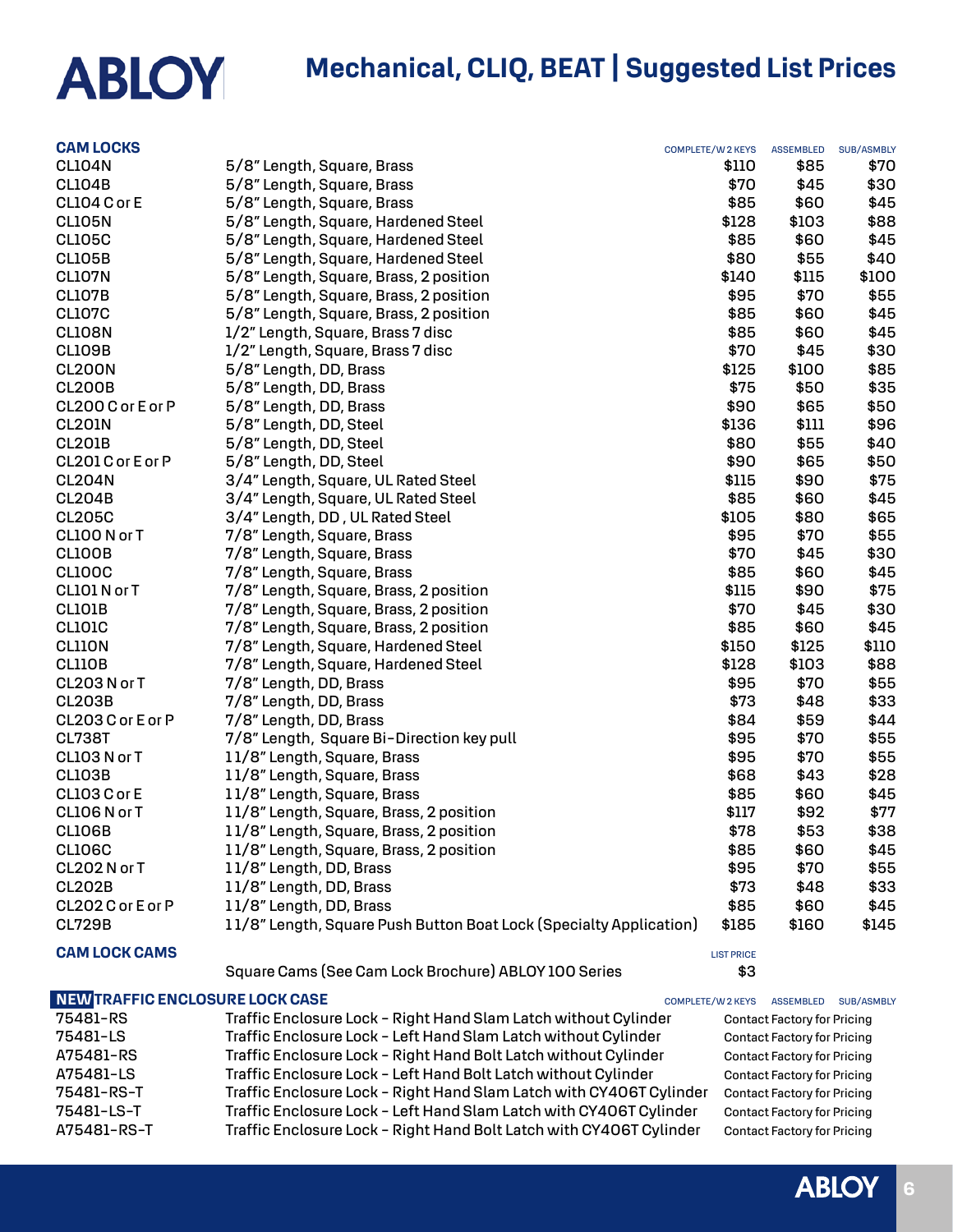# ABLOY Mechanical, CLIQ, BEAT | Suggested List Prices

## CAM LOCKS

| CAM LOCKS | | COMPLETE/W 2 KEYS | ASSEMBLED | SUB/ASMBLY |
|---|---|---|---|---|
| CL104N | 5/8" Length, Square, Brass | $110 | $85 | $70 |
| CL104B | 5/8" Length, Square, Brass | $70 | $45 | $30 |
| CL104 C or E | 5/8" Length, Square, Brass | $85 | $60 | $45 |
| CL105N | 5/8" Length, Square, Hardened Steel | $128 | $103 | $88 |
| CL105C | 5/8" Length, Square, Hardened Steel | $85 | $60 | $45 |
| CL105B | 5/8" Length, Square, Hardened Steel | $80 | $55 | $40 |
| CL107N | 5/8" Length, Square, Brass, 2 position | $140 | $115 | $100 |
| CL107B | 5/8" Length, Square, Brass, 2 position | $95 | $70 | $55 |
| CL107C | 5/8" Length, Square, Brass, 2 position | $85 | $60 | $45 |
| CL108N | 1/2" Length, Square, Brass 7 disc | $85 | $60 | $45 |
| CL109B | 1/2" Length, Square, Brass 7 disc | $70 | $45 | $30 |
| CL200N | 5/8" Length, DD, Brass | $125 | $100 | $85 |
| CL200B | 5/8" Length, DD, Brass | $75 | $50 | $35 |
| CL200 C or E or P | 5/8" Length, DD, Brass | $90 | $65 | $50 |
| CL201N | 5/8" Length, DD, Steel | $136 | $111 | $96 |
| CL201B | 5/8" Length, DD, Steel | $80 | $55 | $40 |
| CL201 C or E or P | 5/8" Length, DD, Steel | $90 | $65 | $50 |
| CL204N | 3/4" Length, Square, UL Rated Steel | $115 | $90 | $75 |
| CL204B | 3/4" Length, Square, UL Rated Steel | $85 | $60 | $45 |
| CL205C | 3/4" Length, DD , UL Rated Steel | $105 | $80 | $65 |
| CL100 N or T | 7/8" Length, Square, Brass | $95 | $70 | $55 |
| CL100B | 7/8" Length, Square, Brass | $70 | $45 | $30 |
| CL100C | 7/8" Length, Square, Brass | $85 | $60 | $45 |
| CL101 N or T | 7/8" Length, Square, Brass, 2 position | $115 | $90 | $75 |
| CL101B | 7/8" Length, Square, Brass, 2 position | $70 | $45 | $30 |
| CL101C | 7/8" Length, Square, Brass, 2 position | $85 | $60 | $45 |
| CL110N | 7/8" Length, Square, Hardened Steel | $150 | $125 | $110 |
| CL110B | 7/8" Length, Square, Hardened Steel | $128 | $103 | $88 |
| CL203 N or T | 7/8" Length, DD, Brass | $95 | $70 | $55 |
| CL203B | 7/8" Length, DD, Brass | $73 | $48 | $33 |
| CL203 C or E or P | 7/8" Length, DD, Brass | $84 | $59 | $44 |
| CL738T | 7/8" Length, Square Bi-Direction key pull | $95 | $70 | $55 |
| CL103 N or T | 11/8" Length, Square, Brass | $95 | $70 | $55 |
| CL103B | 11/8" Length, Square, Brass | $68 | $43 | $28 |
| CL103 C or E | 11/8" Length, Square, Brass | $85 | $60 | $45 |
| CL106 N or T | 11/8" Length, Square, Brass, 2 position | $117 | $92 | $77 |
| CL106B | 11/8" Length, Square, Brass, 2 position | $78 | $53 | $38 |
| CL106C | 11/8" Length, Square, Brass, 2 position | $85 | $60 | $45 |
| CL202 N or T | 11/8" Length, DD, Brass | $95 | $70 | $55 |
| CL202B | 11/8" Length, DD, Brass | $73 | $48 | $33 |
| CL202 C or E or P | 11/8" Length, DD, Brass | $85 | $60 | $45 |
| CL729B | 11/8" Length, Square Push Button Boat Lock (Specialty Application) | $185 | $160 | $145 |

## CAM LOCK CAMS

| CAM LOCK CAMS | | LIST PRICE |
|---|---|---|
| | Square Cams (See Cam Lock Brochure) ABLOY 100 Series | $3 |

## NEW TRAFFIC ENCLOSURE LOCK CASE

| TRAFFIC ENCLOSURE LOCK CASE | | COMPLETE/W 2 KEYS | ASSEMBLED | SUB/ASMBLY |
|---|---|---|---|---|
| 75481-RS | Traffic Enclosure Lock - Right Hand Slam Latch without Cylinder | Contact Factory for Pricing | | |
| 75481-LS | Traffic Enclosure Lock - Left Hand Slam Latch without Cylinder | Contact Factory for Pricing | | |
| A75481-RS | Traffic Enclosure Lock - Right Hand Bolt Latch without Cylinder | Contact Factory for Pricing | | |
| A75481-LS | Traffic Enclosure Lock - Left Hand Bolt Latch without Cylinder | Contact Factory for Pricing | | |
| 75481-RS-T | Traffic Enclosure Lock - Right Hand Slam Latch with CY406T Cylinder | Contact Factory for Pricing | | |
| 75481-LS-T | Traffic Enclosure Lock - Left Hand Slam Latch with CY406T Cylinder | Contact Factory for Pricing | | |
| A75481-RS-T | Traffic Enclosure Lock - Right Hand Bolt Latch with CY406T Cylinder | Contact Factory for Pricing | | |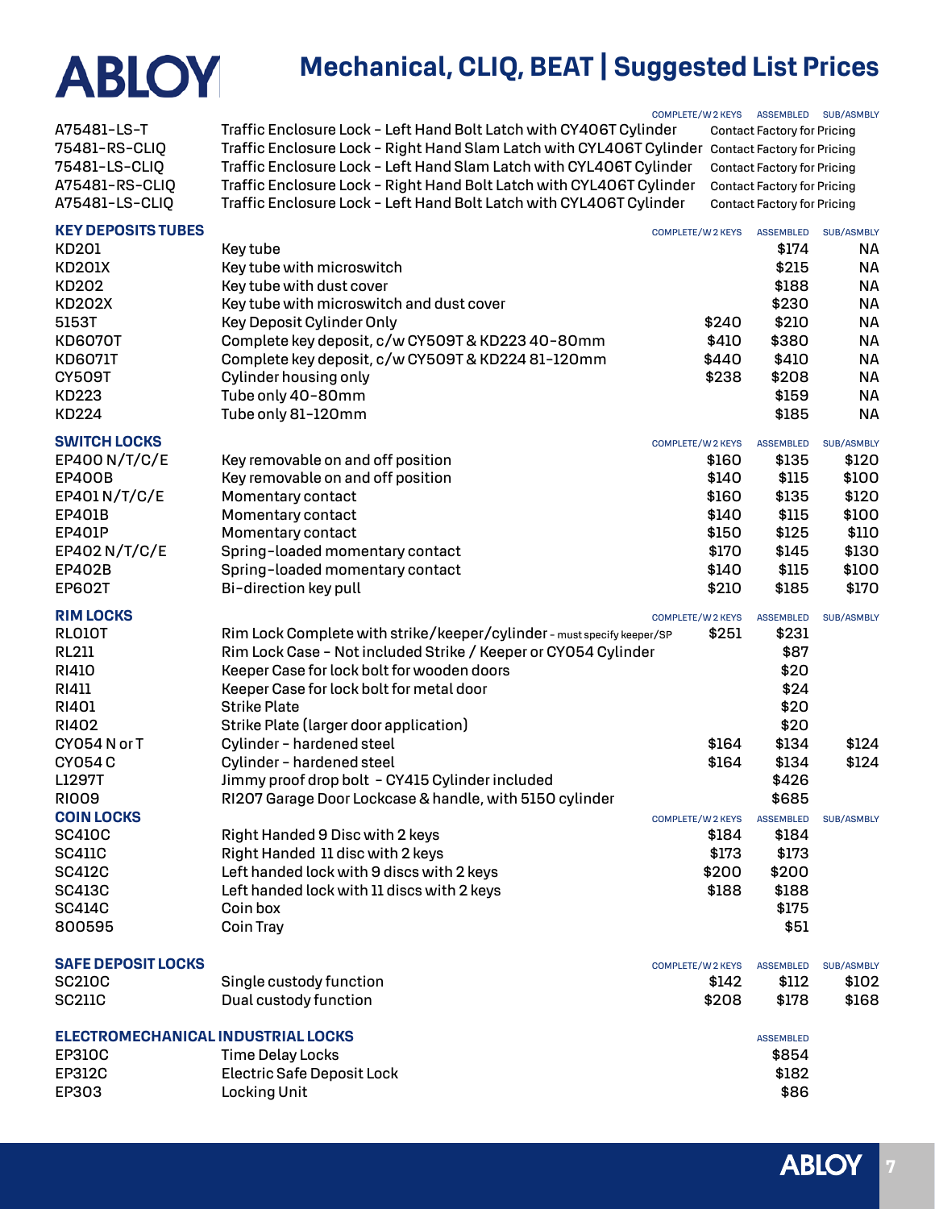# ABLOY

## Mechanical, CLIQ, BEAT | Suggested List Prices

| | | COMPLETE/W 2 KEYS | ASSEMBLED | SUB/ASMBLY |
|---|---|---|---|---|
| A75481-LS-T | Traffic Enclosure Lock - Left Hand Bolt Latch with CY406T Cylinder | Contact Factory for Pricing | | |
| 75481-RS-CLIQ | Traffic Enclosure Lock - Right Hand Slam Latch with CYL406T Cylinder | Contact Factory for Pricing | | |
| 75481-LS-CLIQ | Traffic Enclosure Lock - Left Hand Slam Latch with CYL406T Cylinder | Contact Factory for Pricing | | |
| A75481-RS-CLIQ | Traffic Enclosure Lock - Right Hand Bolt Latch with CYL406T Cylinder | Contact Factory for Pricing | | |
| A75481-LS-CLIQ | Traffic Enclosure Lock - Left Hand Bolt Latch with CYL406T Cylinder | Contact Factory for Pricing | | |

### KEY DEPOSITS TUBES

| | | COMPLETE/W 2 KEYS | ASSEMBLED | SUB/ASMBLY |
|---|---|---|---|---|
| KD201 | Key tube | | $174 | NA |
| KD201X | Key tube with microswitch | | $215 | NA |
| KD202 | Key tube with dust cover | | $188 | NA |
| KD202X | Key tube with microswitch and dust cover | | $230 | NA |
| 5153T | Key Deposit Cylinder Only | $240 | $210 | NA |
| KD6070T | Complete key deposit, c/w CY509T & KD223 40-80mm | $410 | $380 | NA |
| KD6071T | Complete key deposit, c/w CY509T & KD224 81-120mm | $440 | $410 | NA |
| CY509T | Cylinder housing only | $238 | $208 | NA |
| KD223 | Tube only 40-80mm | | $159 | NA |
| KD224 | Tube only 81-120mm | | $185 | NA |

### SWITCH LOCKS

| | | COMPLETE/W 2 KEYS | ASSEMBLED | SUB/ASMBLY |
|---|---|---|---|---|
| EP400 N/T/C/E | Key removable on and off position | $160 | $135 | $120 |
| EP400B | Key removable on and off position | $140 | $115 | $100 |
| EP401 N/T/C/E | Momentary contact | $160 | $135 | $120 |
| EP401B | Momentary contact | $140 | $115 | $100 |
| EP401P | Momentary contact | $150 | $125 | $110 |
| EP402 N/T/C/E | Spring-loaded momentary contact | $170 | $145 | $130 |
| EP402B | Spring-loaded momentary contact | $140 | $115 | $100 |
| EP602T | Bi-direction key pull | $210 | $185 | $170 |

### RIM LOCKS

| | | COMPLETE/W 2 KEYS | ASSEMBLED | SUB/ASMBLY |
|---|---|---|---|---|
| RL010T | Rim Lock Complete with strike/keeper/cylinder - must specify keeper/SP | $251 | $231 | |
| RL211 | Rim Lock Case - Not included Strike / Keeper or CY054 Cylinder | | $87 | |
| RI410 | Keeper Case for lock bolt for wooden doors | | $20 | |
| RI411 | Keeper Case for lock bolt for metal door | | $24 | |
| RI401 | Strike Plate | | $20 | |
| RI402 | Strike Plate (larger door application) | | $20 | |
| CY054 N or T | Cylinder - hardened steel | $164 | $134 | $124 |
| CY054 C | Cylinder - hardened steel | $164 | $134 | $124 |
| L1297T | Jimmy proof drop bolt - CY415 Cylinder included | | $426 | |
| RI009 | RI207 Garage Door Lockcase & handle, with 5150 cylinder | | $685 | |

### COIN LOCKS

| | | COMPLETE/W 2 KEYS | ASSEMBLED | SUB/ASMBLY |
|---|---|---|---|---|
| SC410C | Right Handed 9 Disc with 2 keys | $184 | $184 | |
| SC411C | Right Handed 11 disc with 2 keys | $173 | $173 | |
| SC412C | Left handed lock with 9 discs with 2 keys | $200 | $200 | |
| SC413C | Left handed lock with 11 discs with 2 keys | $188 | $188 | |
| SC414C | Coin box | | $175 | |
| 800595 | Coin Tray | | $51 | |

### SAFE DEPOSIT LOCKS

| | | COMPLETE/W 2 KEYS | ASSEMBLED | SUB/ASMBLY |
|---|---|---|---|---|
| SC210C | Single custody function | $142 | $112 | $102 |
| SC211C | Dual custody function | $208 | $178 | $168 |

### ELECTROMECHANICAL INDUSTRIAL LOCKS

| | | ASSEMBLED |
|---|---|---|
| EP310C | Time Delay Locks | $854 |
| EP312C | Electric Safe Deposit Lock | $182 |
| EP303 | Locking Unit | $86 |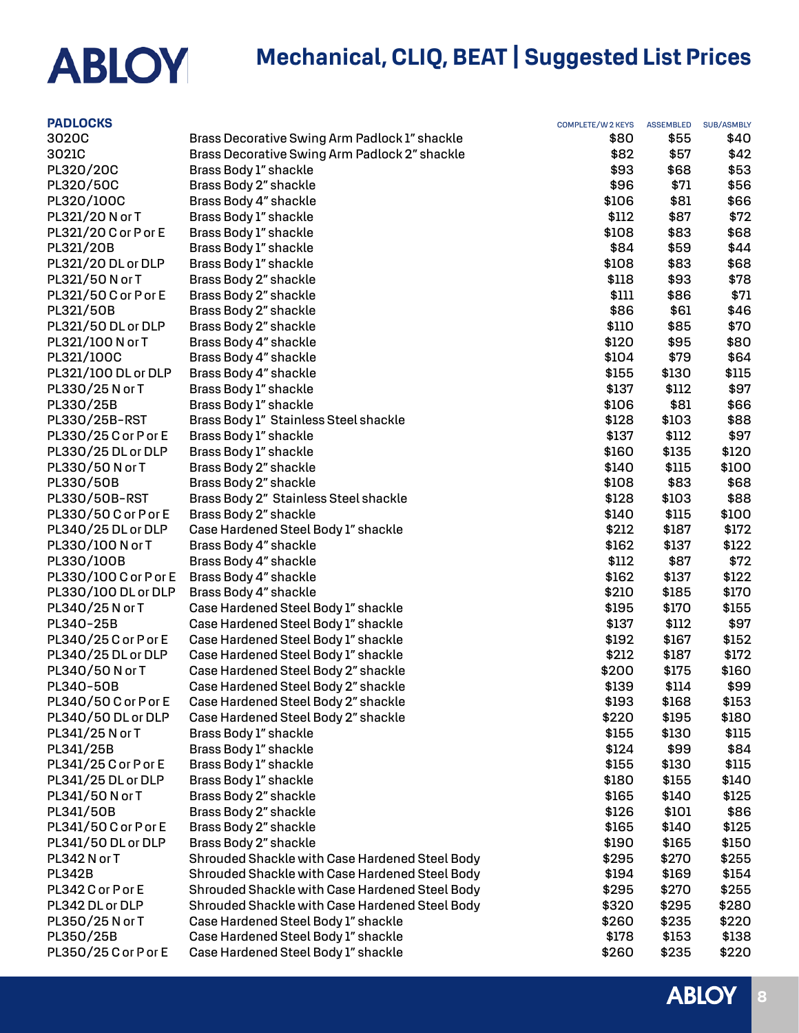# Mechanical, CLIQ, BEAT | Suggested List Prices

| PADLOCKS | | COMPLETE/W 2 KEYS | ASSEMBLED | SUB/ASMBLY |
|---|---|---|---|---|
| 3020C | Brass Decorative Swing Arm Padlock 1" shackle | $80 | $55 | $40 |
| 3021C | Brass Decorative Swing Arm Padlock 2" shackle | $82 | $57 | $42 |
| PL320/20C | Brass Body 1" shackle | $93 | $68 | $53 |
| PL320/50C | Brass Body 2" shackle | $96 | $71 | $56 |
| PL320/100C | Brass Body 4" shackle | $106 | $81 | $66 |
| PL321/20 N or T | Brass Body 1" shackle | $112 | $87 | $72 |
| PL321/20 C or P or E | Brass Body 1" shackle | $108 | $83 | $68 |
| PL321/20B | Brass Body 1" shackle | $84 | $59 | $44 |
| PL321/20 DL or DLP | Brass Body 1" shackle | $108 | $83 | $68 |
| PL321/50 N or T | Brass Body 2" shackle | $118 | $93 | $78 |
| PL321/50 C or P or E | Brass Body 2" shackle | $111 | $86 | $71 |
| PL321/50B | Brass Body 2" shackle | $86 | $61 | $46 |
| PL321/50 DL or DLP | Brass Body 2" shackle | $110 | $85 | $70 |
| PL321/100 N or T | Brass Body 4" shackle | $120 | $95 | $80 |
| PL321/100C | Brass Body 4" shackle | $104 | $79 | $64 |
| PL321/100 DL or DLP | Brass Body 4" shackle | $155 | $130 | $115 |
| PL330/25 N or T | Brass Body 1" shackle | $137 | $112 | $97 |
| PL330/25B | Brass Body 1" shackle | $106 | $81 | $66 |
| PL330/25B-RST | Brass Body 1" Stainless Steel shackle | $128 | $103 | $88 |
| PL330/25 C or P or E | Brass Body 1" shackle | $137 | $112 | $97 |
| PL330/25 DL or DLP | Brass Body 1" shackle | $160 | $135 | $120 |
| PL330/50 N or T | Brass Body 2" shackle | $140 | $115 | $100 |
| PL330/50B | Brass Body 2" shackle | $108 | $83 | $68 |
| PL330/50B-RST | Brass Body 2" Stainless Steel shackle | $128 | $103 | $88 |
| PL330/50 C or P or E | Brass Body 2" shackle | $140 | $115 | $100 |
| PL340/25 DL or DLP | Case Hardened Steel Body 1" shackle | $212 | $187 | $172 |
| PL330/100 N or T | Brass Body 4" shackle | $162 | $137 | $122 |
| PL330/100B | Brass Body 4" shackle | $112 | $87 | $72 |
| PL330/100 C or P or E | Brass Body 4" shackle | $162 | $137 | $122 |
| PL330/100 DL or DLP | Brass Body 4" shackle | $210 | $185 | $170 |
| PL340/25 N or T | Case Hardened Steel Body 1" shackle | $195 | $170 | $155 |
| PL340-25B | Case Hardened Steel Body 1" shackle | $137 | $112 | $97 |
| PL340/25 C or P or E | Case Hardened Steel Body 1" shackle | $192 | $167 | $152 |
| PL340/25 DL or DLP | Case Hardened Steel Body 1" shackle | $212 | $187 | $172 |
| PL340/50 N or T | Case Hardened Steel Body 2" shackle | $200 | $175 | $160 |
| PL340-50B | Case Hardened Steel Body 2" shackle | $139 | $114 | $99 |
| PL340/50 C or P or E | Case Hardened Steel Body 2" shackle | $193 | $168 | $153 |
| PL340/50 DL or DLP | Case Hardened Steel Body 2" shackle | $220 | $195 | $180 |
| PL341/25 N or T | Brass Body 1" shackle | $155 | $130 | $115 |
| PL341/25B | Brass Body 1" shackle | $124 | $99 | $84 |
| PL341/25 C or P or E | Brass Body 1" shackle | $155 | $130 | $115 |
| PL341/25 DL or DLP | Brass Body 1" shackle | $180 | $155 | $140 |
| PL341/50 N or T | Brass Body 2" shackle | $165 | $140 | $125 |
| PL341/50B | Brass Body 2" shackle | $126 | $101 | $86 |
| PL341/50 C or P or E | Brass Body 2" shackle | $165 | $140 | $125 |
| PL341/50 DL or DLP | Brass Body 2" shackle | $190 | $165 | $150 |
| PL342 N or T | Shrouded Shackle with Case Hardened Steel Body | $295 | $270 | $255 |
| PL342B | Shrouded Shackle with Case Hardened Steel Body | $194 | $169 | $154 |
| PL342 C or P or E | Shrouded Shackle with Case Hardened Steel Body | $295 | $270 | $255 |
| PL342 DL or DLP | Shrouded Shackle with Case Hardened Steel Body | $320 | $295 | $280 |
| PL350/25 N or T | Case Hardened Steel Body 1" shackle | $260 | $235 | $220 |
| PL350/25B | Case Hardened Steel Body 1" shackle | $178 | $153 | $138 |
| PL350/25 C or P or E | Case Hardened Steel Body 1" shackle | $260 | $235 | $220 |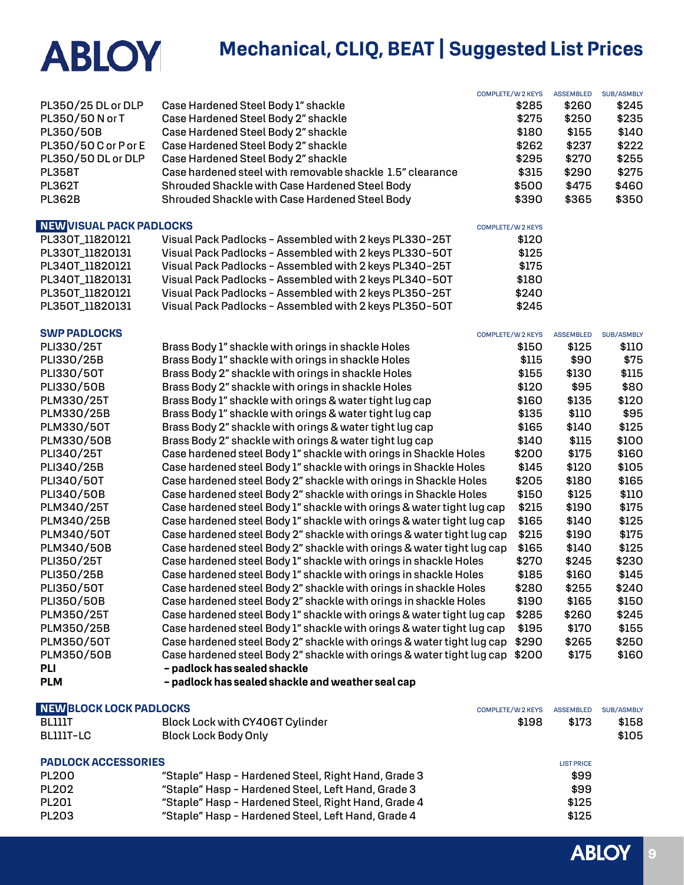# ABLOY

## Mechanical, CLIQ, BEAT | Suggested List Prices

| | | COMPLETE/W 2 KEYS | ASSEMBLED | SUB/ASMBLY |
|---|---|---|---|---|
| PL350/25 DL or DLP | Case Hardened Steel Body 1" shackle | $285 | $260 | $245 |
| PL350/50 N or T | Case Hardened Steel Body 2" shackle | $275 | $250 | $235 |
| PL350/50B | Case Hardened Steel Body 2" shackle | $180 | $155 | $140 |
| PL350/50 C or P or E | Case Hardened Steel Body 2" shackle | $262 | $237 | $222 |
| PL350/50 DL or DLP | Case Hardened Steel Body 2" shackle | $295 | $270 | $255 |
| PL358T | Case hardened steel with removable shackle 1.5" clearance | $315 | $290 | $275 |
| PL362T | Shrouded Shackle with Case Hardened Steel Body | $500 | $475 | $460 |
| PL362B | Shrouded Shackle with Case Hardened Steel Body | $390 | $365 | $350 |

### NEW VISUAL PACK PADLOCKS

| | | COMPLETE/W 2 KEYS |
|---|---|---|
| PL330T_11820121 | Visual Pack Padlocks - Assembled with 2 keys PL330-25T | $120 |
| PL330T_11820131 | Visual Pack Padlocks - Assembled with 2 keys PL330-50T | $125 |
| PL340T_11820121 | Visual Pack Padlocks - Assembled with 2 keys PL340-25T | $175 |
| PL340T_11820131 | Visual Pack Padlocks - Assembled with 2 keys PL340-50T | $180 |
| PL350T_11820121 | Visual Pack Padlocks - Assembled with 2 keys PL350-25T | $240 |
| PL350T_11820131 | Visual Pack Padlocks - Assembled with 2 keys PL350-50T | $245 |

### SWP PADLOCKS

| | | COMPLETE/W 2 KEYS | ASSEMBLED | SUB/ASMBLY |
|---|---|---|---|---|
| PLI330/25T | Brass Body 1" shackle with orings in shackle Holes | $150 | $125 | $110 |
| PLI330/25B | Brass Body 1" shackle with orings in shackle Holes | $115 | $90 | $75 |
| PLI330/50T | Brass Body 2" shackle with orings in shackle Holes | $155 | $130 | $115 |
| PLI330/50B | Brass Body 2" shackle with orings in shackle Holes | $120 | $95 | $80 |
| PLM330/25T | Brass Body 1" shackle with orings & water tight lug cap | $160 | $135 | $120 |
| PLM330/25B | Brass Body 1" shackle with orings & water tight lug cap | $135 | $110 | $95 |
| PLM330/50T | Brass Body 2" shackle with orings & water tight lug cap | $165 | $140 | $125 |
| PLM330/50B | Brass Body 2" shackle with orings & water tight lug cap | $140 | $115 | $100 |
| PLI340/25T | Case hardened steel Body 1" shackle with orings in Shackle Holes | $200 | $175 | $160 |
| PLI340/25B | Case hardened steel Body 1" shackle with orings in Shackle Holes | $145 | $120 | $105 |
| PLI340/50T | Case hardened steel Body 2" shackle with orings in Shackle Holes | $205 | $180 | $165 |
| PLI340/50B | Case hardened steel Body 2" shackle with orings in Shackle Holes | $150 | $125 | $110 |
| PLM340/25T | Case hardened steel Body 1" shackle with orings & water tight lug cap | $215 | $190 | $175 |
| PLM340/25B | Case hardened steel Body 1" shackle with orings & water tight lug cap | $165 | $140 | $125 |
| PLM340/50T | Case hardened steel Body 2" shackle with orings & water tight lug cap | $215 | $190 | $175 |
| PLM340/50B | Case hardened steel Body 2" shackle with orings & water tight lug cap | $165 | $140 | $125 |
| PLI350/25T | Case hardened steel Body 1" shackle with orings in shackle Holes | $270 | $245 | $230 |
| PLI350/25B | Case hardened steel Body 1" shackle with orings in shackle Holes | $185 | $160 | $145 |
| PLI350/50T | Case hardened steel Body 2" shackle with orings in shackle Holes | $280 | $255 | $240 |
| PLI350/50B | Case hardened steel Body 2" shackle with orings in shackle Holes | $190 | $165 | $150 |
| PLM350/25T | Case hardened steel Body 1" shackle with orings & water tight lug cap | $285 | $260 | $245 |
| PLM350/25B | Case hardened steel Body 1" shackle with orings & water tight lug cap | $195 | $170 | $155 |
| PLM350/50T | Case hardened steel Body 2" shackle with orings & water tight lug cap | $290 | $265 | $250 |
| PLM350/50B | Case hardened steel Body 2" shackle with orings & water tight lug cap | $200 | $175 | $160 |

**PLI** **- padlock has sealed shackle**

**PLM** **- padlock has sealed shackle and weather seal cap**

### NEW BLOCK LOCK PADLOCKS

| | | COMPLETE/W 2 KEYS | ASSEMBLED | SUB/ASMBLY |
|---|---|---|---|---|
| BL111T | Block Lock with CY406T Cylinder | $198 | $173 | $158 |
| BL111T-LC | Block Lock Body Only | | | $105 |

### PADLOCK ACCESSORIES

| | | LIST PRICE |
|---|---|---|
| PL200 | "Staple" Hasp - Hardened Steel, Right Hand, Grade 3 | $99 |
| PL202 | "Staple" Hasp - Hardened Steel, Left Hand, Grade 3 | $99 |
| PL201 | "Staple" Hasp - Hardened Steel, Right Hand, Grade 4 | $125 |
| PL203 | "Staple" Hasp - Hardened Steel, Left Hand, Grade 4 | $125 |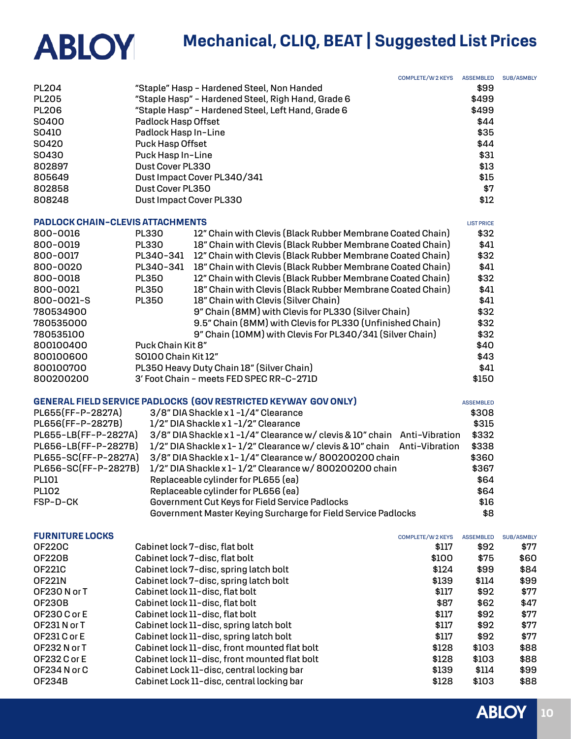# Mechanical, CLIQ, BEAT | Suggested List Prices

| | | COMPLETE/W 2 KEYS | ASSEMBLED | SUB/ASMBLY |
|---|---|---|---|---|
| PL204 | "Staple" Hasp - Hardened Steel, Non Handed | | $99 | |
| PL205 | "Staple Hasp" - Hardened Steel, Righ Hand, Grade 6 | | $499 | |
| PL206 | "Staple Hasp" - Hardened Steel, Left Hand, Grade 6 | | $499 | |
| SO400 | Padlock Hasp Offset | | $44 | |
| SO410 | Padlock Hasp In-Line | | $35 | |
| SO420 | Puck Hasp Offset | | $44 | |
| SO430 | Puck Hasp In-Line | | $31 | |
| 802897 | Dust Cover PL330 | | $13 | |
| 805649 | Dust Impact Cover PL340/341 | | $15 | |
| 802858 | Dust Cover PL350 | | $7 | |
| 808248 | Dust Impact Cover PL330 | | $12 | |

## PADLOCK CHAIN-CLEVIS ATTACHMENTS

| | | | LIST PRICE |
|---|---|---|---|
| 800-0016 | PL330 | 12" Chain with Clevis (Black Rubber Membrane Coated Chain) | $32 |
| 800-0019 | PL330 | 18" Chain with Clevis (Black Rubber Membrane Coated Chain) | $41 |
| 800-0017 | PL340-341 | 12" Chain with Clevis (Black Rubber Membrane Coated Chain) | $32 |
| 800-0020 | PL340-341 | 18" Chain with Clevis (Black Rubber Membrane Coated Chain) | $41 |
| 800-0018 | PL350 | 12" Chain with Clevis (Black Rubber Membrane Coated Chain) | $32 |
| 800-0021 | PL350 | 18" Chain with Clevis (Black Rubber Membrane Coated Chain) | $41 |
| 800-0021-S | PL350 | 18" Chain with Clevis (Silver Chain) | $41 |
| 780534900 | | 9" Chain (8MM) with Clevis for PL330 (Silver Chain) | $32 |
| 780535000 | | 9.5" Chain (8MM) with Clevis for PL330 (Unfinished Chain) | $32 |
| 780535100 | | 9" Chain (10MM) with Clevis For PL340/341 (Silver Chain) | $32 |
| 800100400 | Puck Chain Kit 8" | | $40 |
| 800100600 | SO100 Chain Kit 12" | | $43 |
| 800100700 | PL350 Heavy Duty Chain 18" (Silver Chain) | | $41 |
| 800200200 | 3' Foot Chain - meets FED SPEC RR-C-271D | | $150 |

## GENERAL FIELD SERVICE PADLOCKS (GOV RESTRICTED KEYWAY GOV ONLY)

| | | | ASSEMBLED |
|---|---|---|---|
| PL655(FF-P-2827A) | 3/8" DIA Shackle x 1 -1/4" Clearance | | $308 |
| PL656(FF-P-2827B) | 1/2" DIA Shackle x 1 -1/2" Clearance | | $315 |
| PL655-LB(FF-P-2827A) | 3/8" DIA Shackle x 1 -1/4" Clearance w/ clevis & 10" chain | Anti-Vibration | $332 |
| PL656-LB(FF-P-2827B) | 1/2" DIA Shackle x 1- 1/2" Clearance w/ clevis & 10" chain | Anti-Vibration | $338 |
| PL655-SC(FF-P-2827A) | 3/8" DIA Shackle x 1- 1/4" Clearance w/ 800200200 chain | | $360 |
| PL656-SC(FF-P-2827B) | 1/2" DIA Shackle x 1- 1/2" Clearance w/ 800200200 chain | | $367 |
| PL101 | Replaceable cylinder for PL655 (ea) | | $64 |
| PL102 | Replaceable cylinder for PL656 (ea) | | $64 |
| FSP-D-CK | Government Cut Keys for Field Service Padlocks | | $16 |
| | Government Master Keying Surcharge for Field Service Padlocks | | $8 |

## FURNITURE LOCKS

| | | COMPLETE/W 2 KEYS | ASSEMBLED | SUB/ASMBLY |
|---|---|---|---|---|
| OF220C | Cabinet lock 7-disc, flat bolt | $117 | $92 | $77 |
| OF220B | Cabinet lock 7-disc, flat bolt | $100 | $75 | $60 |
| OF221C | Cabinet lock 7-disc, spring latch bolt | $124 | $99 | $84 |
| OF221N | Cabinet lock 7-disc, spring latch bolt | $139 | $114 | $99 |
| OF230 N or T | Cabinet lock 11-disc, flat bolt | $117 | $92 | $77 |
| OF230B | Cabinet lock 11-disc, flat bolt | $87 | $62 | $47 |
| OF230 C or E | Cabinet lock 11-disc, flat bolt | $117 | $92 | $77 |
| OF231 N or T | Cabinet lock 11-disc, spring latch bolt | $117 | $92 | $77 |
| OF231 C or E | Cabinet lock 11-disc, spring latch bolt | $117 | $92 | $77 |
| OF232 N or T | Cabinet lock 11-disc, front mounted flat bolt | $128 | $103 | $88 |
| OF232 C or E | Cabinet lock 11-disc, front mounted flat bolt | $128 | $103 | $88 |
| OF234 N or C | Cabinet Lock 11-disc, central locking bar | $139 | $114 | $99 |
| OF234B | Cabinet Lock 11-disc, central locking bar | $128 | $103 | $88 |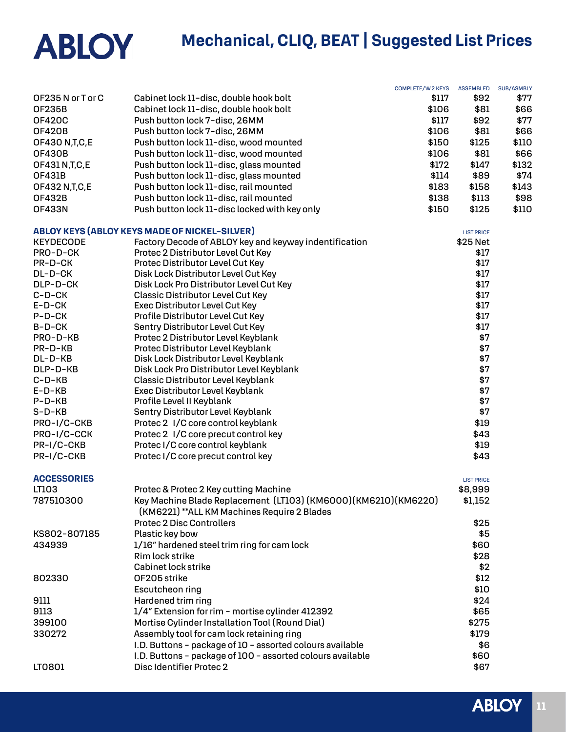# Mechanical, CLIQ, BEAT | Suggested List Prices

| | | COMPLETE/W 2 KEYS | ASSEMBLED | SUB/ASMBLY |
|---|---|---|---|---|
| OF235 N or T or C | Cabinet lock 11-disc, double hook bolt | $117 | $92 | $77 |
| OF235B | Cabinet lock 11-disc, double hook bolt | $106 | $81 | $66 |
| OF420C | Push button lock 7-disc, 26MM | $117 | $92 | $77 |
| OF420B | Push button lock 7-disc, 26MM | $106 | $81 | $66 |
| OF430 N,T,C,E | Push button lock 11-disc, wood mounted | $150 | $125 | $110 |
| OF430B | Push button lock 11-disc, wood mounted | $106 | $81 | $66 |
| OF431 N,T,C,E | Push button lock 11-disc, glass mounted | $172 | $147 | $132 |
| OF431B | Push button lock 11-disc, glass mounted | $114 | $89 | $74 |
| OF432 N,T,C,E | Push button lock 11-disc, rail mounted | $183 | $158 | $143 |
| OF432B | Push button lock 11-disc, rail mounted | $138 | $113 | $98 |
| OF433N | Push button lock 11-disc locked with key only | $150 | $125 | $110 |

## ABLOY KEYS (ABLOY KEYS MADE OF NICKEL-SILVER)

| | | LIST PRICE |
|---|---|---|
| KEYDECODE | Factory Decode of ABLOY key and keyway indentification | $25 Net |
| PRO-D-CK | Protec 2 Distributor Level Cut Key | $17 |
| PR-D-CK | Protec Distributor Level Cut Key | $17 |
| DL-D-CK | Disk Lock Distributor Level Cut Key | $17 |
| DLP-D-CK | Disk Lock Pro Distributor Level Cut Key | $17 |
| C-D-CK | Classic Distributor Level Cut Key | $17 |
| E-D-CK | Exec Distributor Level Cut Key | $17 |
| P-D-CK | Profile Distributor Level Cut Key | $17 |
| B-D-CK | Sentry Distributor Level Cut Key | $17 |
| PRO-D-KB | Protec 2 Distributor Level Keyblank | $7 |
| PR-D-KB | Protec Distributor Level Keyblank | $7 |
| DL-D-KB | Disk Lock Distributor Level Keyblank | $7 |
| DLP-D-KB | Disk Lock Pro Distributor Level Keyblank | $7 |
| C-D-KB | Classic Distributor Level Keyblank | $7 |
| E-D-KB | Exec Distributor Level Keyblank | $7 |
| P-D-KB | Profile Level II Keyblank | $7 |
| S-D-KB | Sentry Distributor Level Keyblank | $7 |
| PRO-I/C-CKB | Protec 2 I/C core control keyblank | $19 |
| PRO-I/C-CCK | Protec 2 I/C core precut control key | $43 |
| PR-I/C-CKB | Protec I/C core control keyblank | $19 |
| PR-I/C-CKB | Protec I/C core precut control key | $43 |

## ACCESSORIES

| | | LIST PRICE |
|---|---|---|
| LT103 | Protec & Protec 2 Key cutting Machine | $8,999 |
| 787510300 | Key Machine Blade Replacement (LT103) (KM6000)(KM6210)(KM6220) (KM6221) **ALL KM Machines Require 2 Blades | $1,152 |
| | Protec 2 Disc Controllers | $25 |
| KS802-807185 | Plastic key bow | $5 |
| 434939 | 1/16" hardened steel trim ring for cam lock | $60 |
| | Rim lock strike | $28 |
| | Cabinet lock strike | $2 |
| 802330 | OF205 strike | $12 |
| | Escutcheon ring | $10 |
| 9111 | Hardened trim ring | $24 |
| 9113 | 1/4" Extension for rim - mortise cylinder 412392 | $65 |
| 399100 | Mortise Cylinder Installation Tool (Round Dial) | $275 |
| 330272 | Assembly tool for cam lock retaining ring | $179 |
| | I.D. Buttons - package of 10 - assorted colours available | $6 |
| | I.D. Buttons - package of 100 - assorted colours available | $60 |
| LT0801 | Disc Identifier Protec 2 | $67 |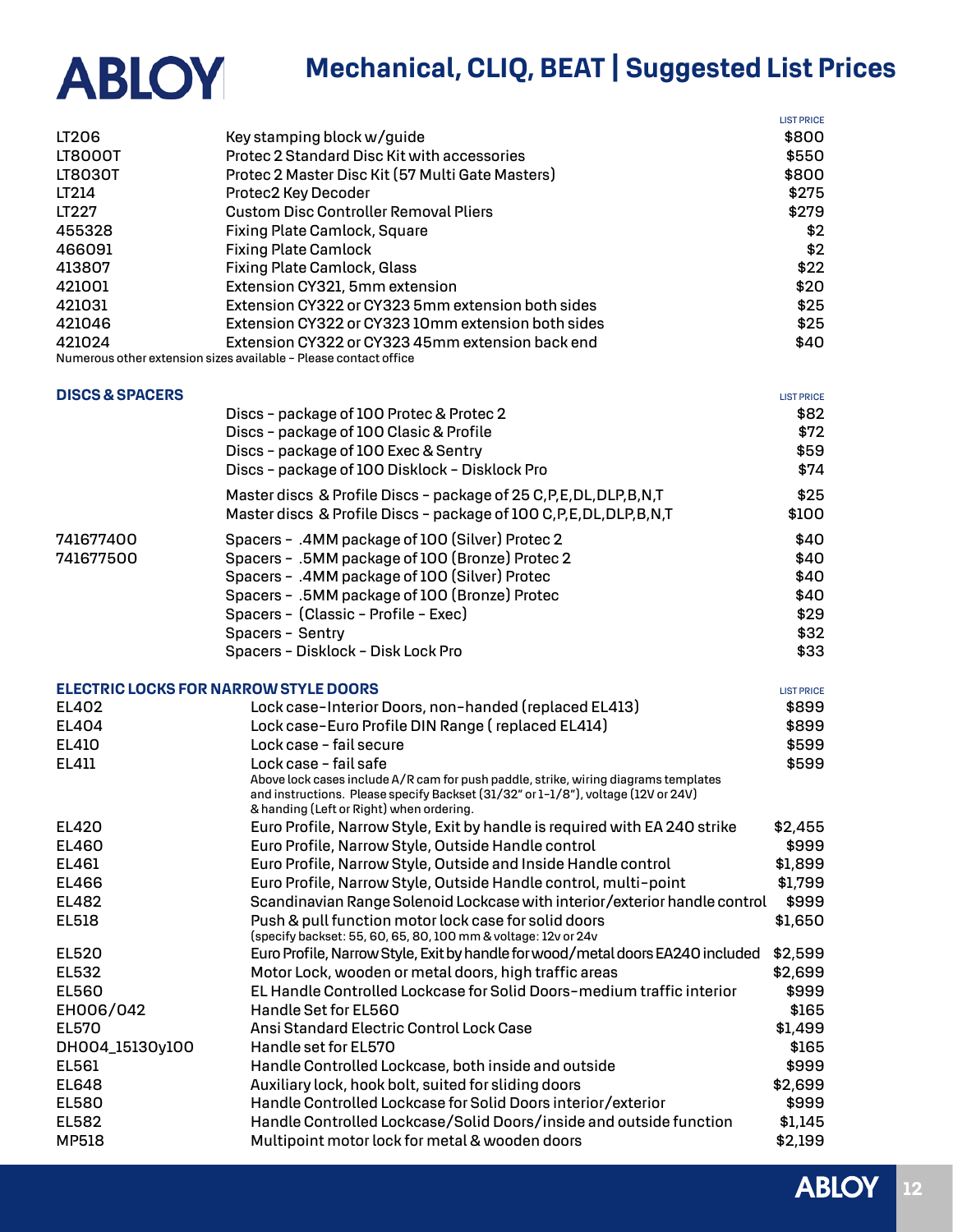# Mechanical, CLIQ, BEAT | Suggested List Prices

| | | LIST PRICE |
|---|---|---|
| LT206 | Key stamping block w/guide | $800 |
| LT8000T | Protec 2 Standard Disc Kit with accessories | $550 |
| LT8030T | Protec 2 Master Disc Kit (57 Multi Gate Masters) | $800 |
| LT214 | Protec2 Key Decoder | $275 |
| LT227 | Custom Disc Controller Removal Pliers | $279 |
| 455328 | Fixing Plate Camlock, Square | $2 |
| 466091 | Fixing Plate Camlock | $2 |
| 413807 | Fixing Plate Camlock, Glass | $22 |
| 421001 | Extension CY321, 5mm extension | $20 |
| 421031 | Extension CY322 or CY323 5mm extension both sides | $25 |
| 421046 | Extension CY322 or CY323 10mm extension both sides | $25 |
| 421024 | Extension CY322 or CY323 45mm extension back end | $40 |

Numerous other extension sizes available - Please contact office

## DISCS & SPACERS

| | | LIST PRICE |
|---|---|---|
| | Discs - package of 100 Protec & Protec 2 | $82 |
| | Discs - package of 100 Clasic & Profile | $72 |
| | Discs - package of 100 Exec & Sentry | $59 |
| | Discs - package of 100 Disklock - Disklock Pro | $74 |
| | Master discs & Profile Discs - package of 25 C,P,E,DL,DLP,B,N,T | $25 |
| | Master discs & Profile Discs - package of 100 C,P,E,DL,DLP,B,N,T | $100 |
| 741677400 | Spacers - .4MM package of 100 (Silver) Protec 2 | $40 |
| 741677500 | Spacers - .5MM package of 100 (Bronze) Protec 2 | $40 |
| | Spacers - .4MM package of 100 (Silver) Protec | $40 |
| | Spacers - .5MM package of 100 (Bronze) Protec | $40 |
| | Spacers - (Classic - Profile - Exec) | $29 |
| | Spacers - Sentry | $32 |
| | Spacers - Disklock - Disk Lock Pro | $33 |

## ELECTRIC LOCKS FOR NARROW STYLE DOORS

| | | LIST PRICE |
|---|---|---|
| EL402 | Lock case-Interior Doors, non-handed (replaced EL413) | $899 |
| EL404 | Lock case-Euro Profile DIN Range ( replaced EL414) | $899 |
| EL410 | Lock case - fail secure | $599 |
| EL411 | Lock case - fail safe<br>Above lock cases include A/R cam for push paddle, strike, wiring diagrams templates and instructions. Please specify Backset (31/32" or 1-1/8"), voltage (12V or 24V) & handing (Left or Right) when ordering. | $599 |
| EL420 | Euro Profile, Narrow Style, Exit by handle is required with EA 240 strike | $2,455 |
| EL460 | Euro Profile, Narrow Style, Outside Handle control | $999 |
| EL461 | Euro Profile, Narrow Style, Outside and Inside Handle control | $1,899 |
| EL466 | Euro Profile, Narrow Style, Outside Handle control, multi-point | $1,799 |
| EL482 | Scandinavian Range Solenoid Lockcase with interior/exterior handle control | $999 |
| EL518 | Push & pull function motor lock case for solid doors<br>(specify backset: 55, 60, 65, 80, 100 mm & voltage: 12v or 24v) | $1,650 |
| EL520 | Euro Profile, Narrow Style, Exit by handle for wood/metal doors EA240 included | $2,599 |
| EL532 | Motor Lock, wooden or metal doors, high traffic areas | $2,699 |
| EL560 | EL Handle Controlled Lockcase for Solid Doors-medium traffic interior | $999 |
| EH006/042 | Handle Set for EL560 | $165 |
| EL570 | Ansi Standard Electric Control Lock Case | $1,499 |
| DH004_15130y100 | Handle set for EL570 | $165 |
| EL561 | Handle Controlled Lockcase, both inside and outside | $999 |
| EL648 | Auxiliary lock, hook bolt, suited for sliding doors | $2,699 |
| EL580 | Handle Controlled Lockcase for Solid Doors interior/exterior | $999 |
| EL582 | Handle Controlled Lockcase/Solid Doors/inside and outside function | $1,145 |
| MP518 | Multipoint motor lock for metal & wooden doors | $2,199 |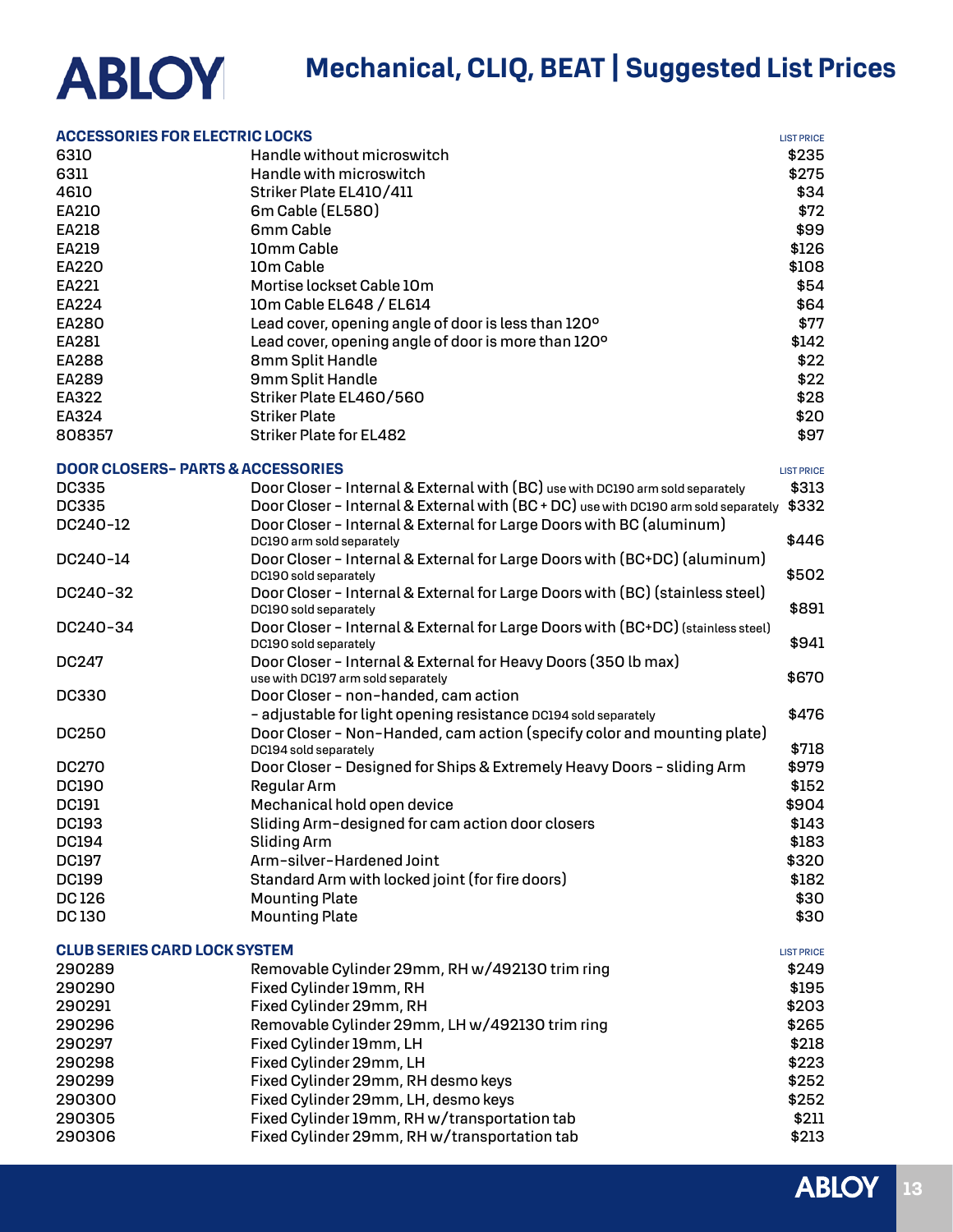# Mechanical, CLIQ, BEAT | Suggested List Prices

## ACCESSORIES FOR ELECTRIC LOCKS

| | | LIST PRICE |
|---|---|---|
| 6310 | Handle without microswitch | $235 |
| 6311 | Handle with microswitch | $275 |
| 4610 | Striker Plate EL410/411 | $34 |
| EA210 | 6m Cable (EL580) | $72 |
| EA218 | 6mm Cable | $99 |
| EA219 | 10mm Cable | $126 |
| EA220 | 10m Cable | $108 |
| EA221 | Mortise lockset Cable 10m | $54 |
| EA224 | 10m Cable EL648 / EL614 | $64 |
| EA280 | Lead cover, opening angle of door is less than 120º | $77 |
| EA281 | Lead cover, opening angle of door is more than 120º | $142 |
| EA288 | 8mm Split Handle | $22 |
| EA289 | 9mm Split Handle | $22 |
| EA322 | Striker Plate EL460/560 | $28 |
| EA324 | Striker Plate | $20 |
| 808357 | Striker Plate for EL482 | $97 |

## DOOR CLOSERS- PARTS & ACCESSORIES

| | | LIST PRICE |
|---|---|---|
| DC335 | Door Closer - Internal & External with (BC) use with DC190 arm sold separately | $313 |
| DC335 | Door Closer - Internal & External with (BC + DC) use with DC190 arm sold separately | $332 |
| DC240-12 | Door Closer - Internal & External for Large Doors with BC (aluminum) DC190 arm sold separately | $446 |
| DC240-14 | Door Closer - Internal & External for Large Doors with (BC+DC) (aluminum) DC190 sold separately | $502 |
| DC240-32 | Door Closer - Internal & External for Large Doors with (BC) (stainless steel) DC190 sold separately | $891 |
| DC240-34 | Door Closer - Internal & External for Large Doors with (BC+DC) (stainless steel) DC190 sold separately | $941 |
| DC247 | Door Closer - Internal & External for Heavy Doors (350 lb max) use with DC197 arm sold separately | $670 |
| DC330 | Door Closer - non-handed, cam action - adjustable for light opening resistance DC194 sold separately | $476 |
| DC250 | Door Closer - Non-Handed, cam action (specify color and mounting plate) DC194 sold separately | $718 |
| DC270 | Door Closer - Designed for Ships & Extremely Heavy Doors - sliding Arm | $979 |
| DC190 | Regular Arm | $152 |
| DC191 | Mechanical hold open device | $904 |
| DC193 | Sliding Arm-designed for cam action door closers | $143 |
| DC194 | Sliding Arm | $183 |
| DC197 | Arm-silver-Hardened Joint | $320 |
| DC199 | Standard Arm with locked joint (for fire doors) | $182 |
| DC 126 | Mounting Plate | $30 |
| DC 130 | Mounting Plate | $30 |

## CLUB SERIES CARD LOCK SYSTEM

| | | LIST PRICE |
|---|---|---|
| 290289 | Removable Cylinder 29mm, RH w/492130 trim ring | $249 |
| 290290 | Fixed Cylinder 19mm, RH | $195 |
| 290291 | Fixed Cylinder 29mm, RH | $203 |
| 290296 | Removable Cylinder 29mm, LH w/492130 trim ring | $265 |
| 290297 | Fixed Cylinder 19mm, LH | $218 |
| 290298 | Fixed Cylinder 29mm, LH | $223 |
| 290299 | Fixed Cylinder 29mm, RH desmo keys | $252 |
| 290300 | Fixed Cylinder 29mm, LH, desmo keys | $252 |
| 290305 | Fixed Cylinder 19mm, RH w/transportation tab | $211 |
| 290306 | Fixed Cylinder 29mm, RH w/transportation tab | $213 |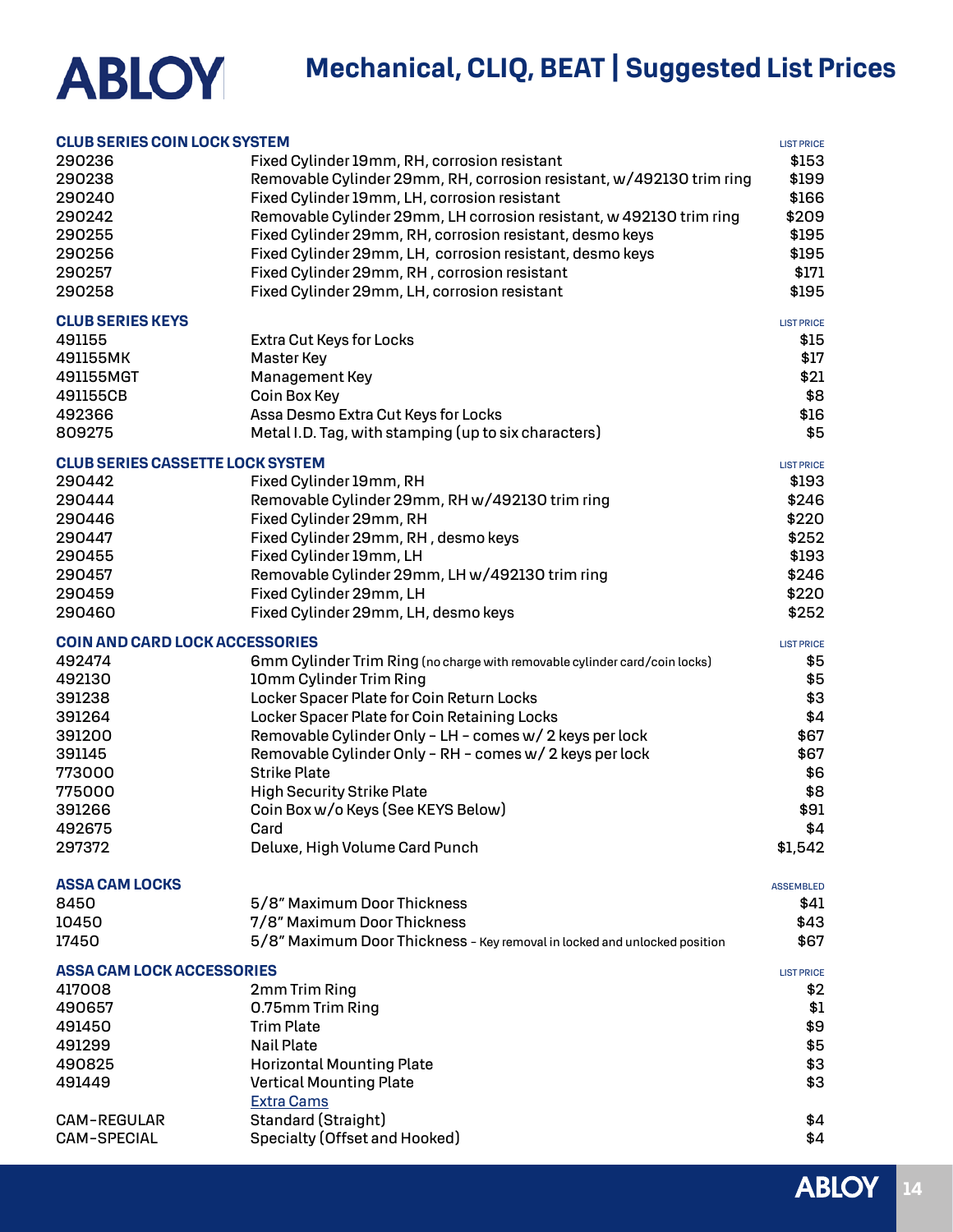# Mechanical, CLIQ, BEAT | Suggested List Prices

## CLUB SERIES COIN LOCK SYSTEM

| | | LIST PRICE |
|---|---|---|
| 290236 | Fixed Cylinder 19mm, RH, corrosion resistant | $153 |
| 290238 | Removable Cylinder 29mm, RH, corrosion resistant, w/492130 trim ring | $199 |
| 290240 | Fixed Cylinder 19mm, LH, corrosion resistant | $166 |
| 290242 | Removable Cylinder 29mm, LH corrosion resistant, w 492130 trim ring | $209 |
| 290255 | Fixed Cylinder 29mm, RH, corrosion resistant, desmo keys | $195 |
| 290256 | Fixed Cylinder 29mm, LH, corrosion resistant, desmo keys | $195 |
| 290257 | Fixed Cylinder 29mm, RH , corrosion resistant | $171 |
| 290258 | Fixed Cylinder 29mm, LH, corrosion resistant | $195 |

## CLUB SERIES KEYS

| | | LIST PRICE |
|---|---|---|
| 491155 | Extra Cut Keys for Locks | $15 |
| 491155MK | Master Key | $17 |
| 491155MGT | Management Key | $21 |
| 491155CB | Coin Box Key | $8 |
| 492366 | Assa Desmo Extra Cut Keys for Locks | $16 |
| 809275 | Metal I.D. Tag, with stamping (up to six characters) | $5 |

## CLUB SERIES CASSETTE LOCK SYSTEM

| | | LIST PRICE |
|---|---|---|
| 290442 | Fixed Cylinder 19mm, RH | $193 |
| 290444 | Removable Cylinder 29mm, RH w/492130 trim ring | $246 |
| 290446 | Fixed Cylinder 29mm, RH | $220 |
| 290447 | Fixed Cylinder 29mm, RH , desmo keys | $252 |
| 290455 | Fixed Cylinder 19mm, LH | $193 |
| 290457 | Removable Cylinder 29mm, LH w/492130 trim ring | $246 |
| 290459 | Fixed Cylinder 29mm, LH | $220 |
| 290460 | Fixed Cylinder 29mm, LH, desmo keys | $252 |

## COIN AND CARD LOCK ACCESSORIES

| | | LIST PRICE |
|---|---|---|
| 492474 | 6mm Cylinder Trim Ring (no charge with removable cylinder card/coin locks) | $5 |
| 492130 | 10mm Cylinder Trim Ring | $5 |
| 391238 | Locker Spacer Plate for Coin Return Locks | $3 |
| 391264 | Locker Spacer Plate for Coin Retaining Locks | $4 |
| 391200 | Removable Cylinder Only - LH - comes w/ 2 keys per lock | $67 |
| 391145 | Removable Cylinder Only - RH - comes w/ 2 keys per lock | $67 |
| 773000 | Strike Plate | $6 |
| 775000 | High Security Strike Plate | $8 |
| 391266 | Coin Box w/o Keys (See KEYS Below) | $91 |
| 492675 | Card | $4 |
| 297372 | Deluxe, High Volume Card Punch | $1,542 |

## ASSA CAM LOCKS

| | | ASSEMBLED |
|---|---|---|
| 8450 | 5/8" Maximum Door Thickness | $41 |
| 10450 | 7/8" Maximum Door Thickness | $43 |
| 17450 | 5/8" Maximum Door Thickness - Key removal in locked and unlocked position | $67 |

## ASSA CAM LOCK ACCESSORIES

| | | LIST PRICE |
|---|---|---|
| 417008 | 2mm Trim Ring | $2 |
| 490657 | 0.75mm Trim Ring | $1 |
| 491450 | Trim Plate | $9 |
| 491299 | Nail Plate | $5 |
| 490825 | Horizontal Mounting Plate | $3 |
| 491449 | Vertical Mounting Plate | $3 |
| | Extra Cams | |
| CAM-REGULAR | Standard (Straight) | $4 |
| CAM-SPECIAL | Specialty (Offset and Hooked) | $4 |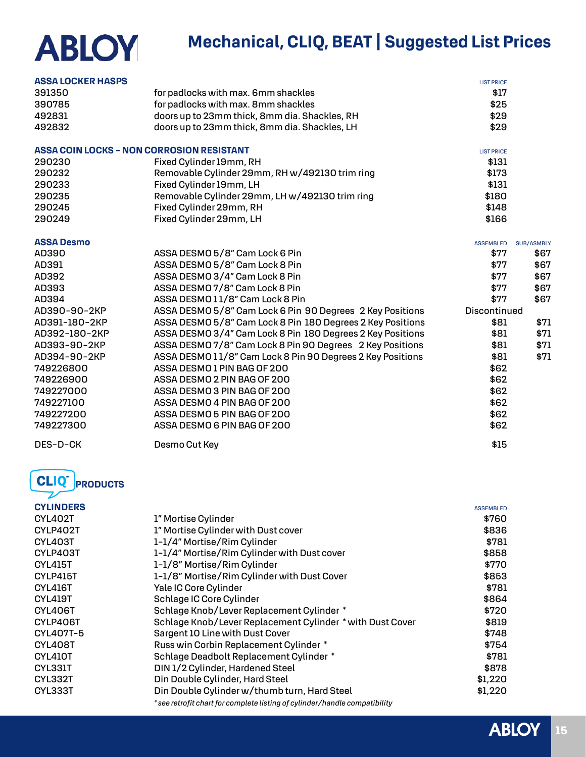# Mechanical, CLIQ, BEAT | Suggested List Prices

## ASSA LOCKER HASPS

| | | LIST PRICE |
|---|---|---|
| 391350 | for padlocks with max. 6mm shackles | $17 |
| 390785 | for padlocks with max. 8mm shackles | $25 |
| 492831 | doors up to 23mm thick, 8mm dia. Shackles, RH | $29 |
| 492832 | doors up to 23mm thick, 8mm dia. Shackles, LH | $29 |

## ASSA COIN LOCKS – NON CORROSION RESISTANT

| | | LIST PRICE |
|---|---|---|
| 290230 | Fixed Cylinder 19mm, RH | $131 |
| 290232 | Removable Cylinder 29mm, RH w/492130 trim ring | $173 |
| 290233 | Fixed Cylinder 19mm, LH | $131 |
| 290235 | Removable Cylinder 29mm, LH w/492130 trim ring | $180 |
| 290245 | Fixed Cylinder 29mm, RH | $148 |
| 290249 | Fixed Cylinder 29mm, LH | $166 |

## ASSA Desmo

| | | ASSEMBLED | SUB/ASMBLY |
|---|---|---|---|
| AD390 | ASSA DESMO 5/8" Cam Lock 6 Pin | $77 | $67 |
| AD391 | ASSA DESMO 5/8" Cam Lock 8 Pin | $77 | $67 |
| AD392 | ASSA DESMO 3/4" Cam Lock 8 Pin | $77 | $67 |
| AD393 | ASSA DESMO 7/8" Cam Lock 8 Pin | $77 | $67 |
| AD394 | ASSA DESMO 1 1/8" Cam Lock 8 Pin | $77 | $67 |
| AD390-90-2KP | ASSA DESMO 5/8" Cam Lock 6 Pin 90 Degrees 2 Key Positions | Discontinued | |
| AD391-180-2KP | ASSA DESMO 5/8" Cam Lock 8 Pin 180 Degrees 2 Key Positions | $81 | $71 |
| AD392-180-2KP | ASSA DESMO 3/4" Cam Lock 8 Pin 180 Degrees 2 Key Positions | $81 | $71 |
| AD393-90-2KP | ASSA DESMO 7/8" Cam Lock 8 Pin 90 Degrees 2 Key Positions | $81 | $71 |
| AD394-90-2KP | ASSA DESMO 1 1/8" Cam Lock 8 Pin 90 Degrees 2 Key Positions | $81 | $71 |
| 749226800 | ASSA DESMO 1 PIN BAG OF 200 | $62 | |
| 749226900 | ASSA DESMO 2 PIN BAG OF 200 | $62 | |
| 749227000 | ASSA DESMO 3 PIN BAG OF 200 | $62 | |
| 749227100 | ASSA DESMO 4 PIN BAG OF 200 | $62 | |
| 749227200 | ASSA DESMO 5 PIN BAG OF 200 | $62 | |
| 749227300 | ASSA DESMO 6 PIN BAG OF 200 | $62 | |
| DES-D-CK | Desmo Cut Key | $15 | |

## CLIQ™ PRODUCTS

### CYLINDERS

| | | ASSEMBLED |
|---|---|---|
| CYL402T | 1" Mortise Cylinder | $760 |
| CYLP402T | 1" Mortise Cylinder with Dust cover | $836 |
| CYL403T | 1-1/4" Mortise/Rim Cylinder | $781 |
| CYLP403T | 1-1/4" Mortise/Rim Cylinder with Dust cover | $858 |
| CYL415T | 1-1/8" Mortise/Rim Cylinder | $770 |
| CYLP415T | 1-1/8" Mortise/Rim Cylinder with Dust Cover | $853 |
| CYL416T | Yale IC Core Cylinder | $781 |
| CYL419T | Schlage IC Core Cylinder | $864 |
| CYL406T | Schlage Knob/Lever Replacement Cylinder * | $720 |
| CYLP406T | Schlage Knob/Lever Replacement Cylinder * with Dust Cover | $819 |
| CYL407T-5 | Sargent 10 Line with Dust Cover | $748 |
| CYL408T | Russ win Corbin Replacement Cylinder * | $754 |
| CYL410T | Schlage Deadbolt Replacement Cylinder * | $781 |
| CYL331T | DIN 1/2 Cylinder, Hardened Steel | $878 |
| CYL332T | Din Double Cylinder, Hard Steel | $1,220 |
| CYL333T | Din Double Cylinder w/thumb turn, Hard Steel | $1,220 |

*\* see retrofit chart for complete listing of cylinder/handle compatibility*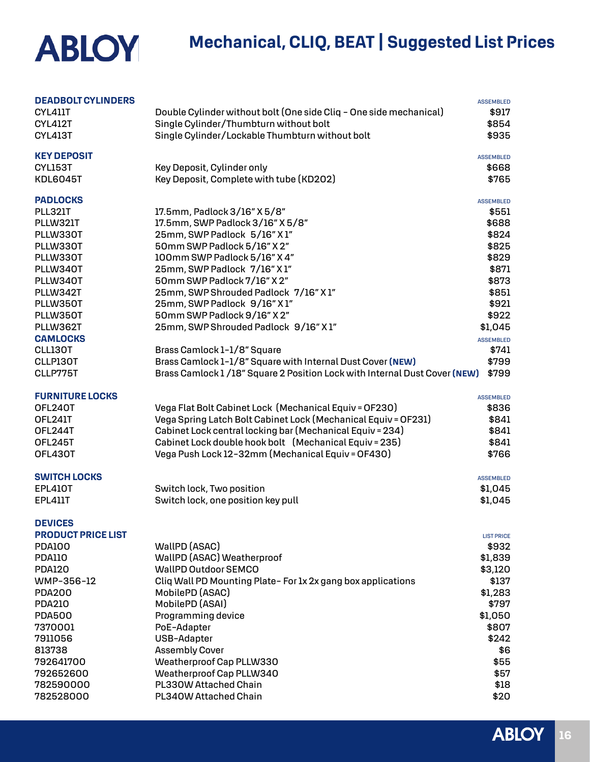# ABLOY

## Mechanical, CLIQ, BEAT | Suggested List Prices

### DEADBOLT CYLINDERS

| | | ASSEMBLED |
|---|---|---|
| CYL411T | Double Cylinder without bolt (One side Cliq - One side mechanical) | $917 |
| CYL412T | Single Cylinder/Thumbturn without bolt | $854 |
| CYL413T | Single Cylinder/Lockable Thumbturn without bolt | $935 |

### KEY DEPOSIT

| | | ASSEMBLED |
|---|---|---|
| CYL153T | Key Deposit, Cylinder only | $668 |
| KDL6045T | Key Deposit, Complete with tube (KD202) | $765 |

### PADLOCKS

| | | ASSEMBLED |
|---|---|---|
| PLL321T | 17.5mm, Padlock 3/16" X 5/8" | $551 |
| PLLW321T | 17.5mm, SWP Padlock 3/16" X 5/8" | $688 |
| PLLW330T | 25mm, SWP Padlock 5/16" X 1" | $824 |
| PLLW330T | 50mm SWP Padlock 5/16" X 2" | $825 |
| PLLW330T | 100mm SWP Padlock 5/16" X 4" | $829 |
| PLLW340T | 25mm, SWP Padlock 7/16" X 1" | $871 |
| PLLW340T | 50mm SWP Padlock 7/16" X 2" | $873 |
| PLLW342T | 25mm, SWP Shrouded Padlock 7/16" X 1" | $851 |
| PLLW350T | 25mm, SWP Padlock 9/16" X 1" | $921 |
| PLLW350T | 50mm SWP Padlock 9/16" X 2" | $922 |
| PLLW362T | 25mm, SWP Shrouded Padlock 9/16" X 1" | $1,045 |

### CAMLOCKS

| | | ASSEMBLED |
|---|---|---|
| CLL130T | Brass Camlock 1-1/8" Square | $741 |
| CLLP130T | Brass Camlock 1-1/8" Square with Internal Dust Cover **(NEW)** | $799 |
| CLLP775T | Brass Camlock 1 /18" Square 2 Position Lock with Internal Dust Cover **(NEW)** | $799 |

### FURNITURE LOCKS

| | | ASSEMBLED |
|---|---|---|
| OFL240T | Vega Flat Bolt Cabinet Lock (Mechanical Equiv = OF230) | $836 |
| OFL241T | Vega Spring Latch Bolt Cabinet Lock (Mechanical Equiv = OF231) | $841 |
| OFL244T | Cabinet Lock central locking bar (Mechanical Equiv = 234) | $841 |
| OFL245T | Cabinet Lock double hook bolt (Mechanical Equiv = 235) | $841 |
| OFL430T | Vega Push Lock 12-32mm (Mechanical Equiv = OF430) | $766 |

### SWITCH LOCKS

| | | ASSEMBLED |
|---|---|---|
| EPL410T | Switch lock, Two position | $1,045 |
| EPL411T | Switch lock, one position key pull | $1,045 |

### DEVICES

### PRODUCT PRICE LIST

| | | LIST PRICE |
|---|---|---|
| PDA100 | WallPD (ASAC) | $932 |
| PDA110 | WallPD (ASAC) Weatherproof | $1,839 |
| PDA120 | WallPD Outdoor SEMCO | $3,120 |
| WMP-356-12 | Cliq Wall PD Mounting Plate- For 1x 2x gang box applications | $137 |
| PDA200 | MobilePD (ASAC) | $1,283 |
| PDA210 | MobilePD (ASAI) | $797 |
| PDA500 | Programming device | $1,050 |
| 7370001 | PoE-Adapter | $807 |
| 7911056 | USB-Adapter | $242 |
| 813738 | Assembly Cover | $6 |
| 792641700 | Weatherproof Cap PLLW330 | $55 |
| 792652600 | Weatherproof Cap PLLW340 | $57 |
| 782590000 | PL330W Attached Chain | $18 |
| 782528000 | PL340W Attached Chain | $20 |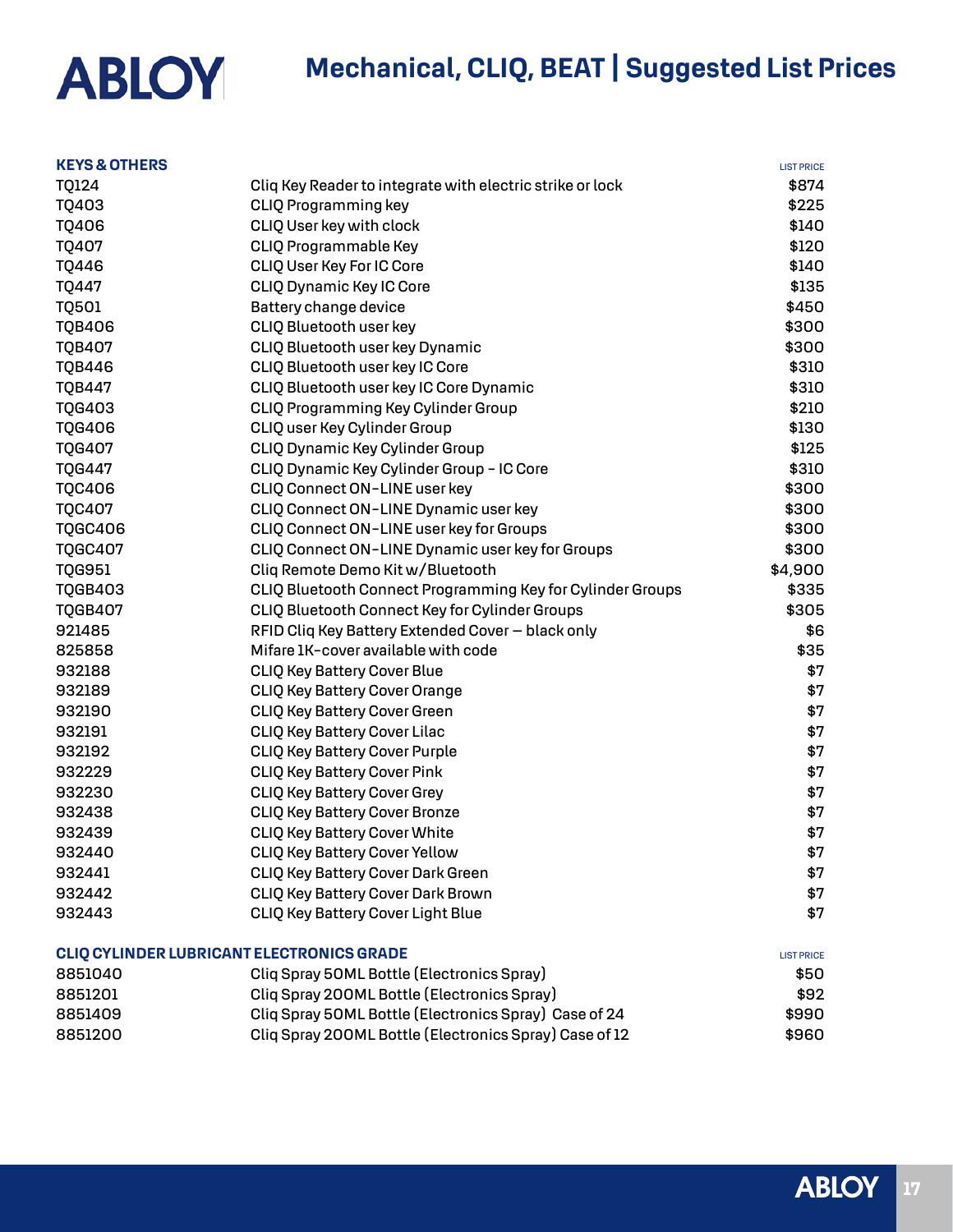# Mechanical, CLIQ, BEAT | Suggested List Prices

## KEYS & OTHERS

| | | LIST PRICE |
|---|---|---|
| TQ124 | Cliq Key Reader to integrate with electric strike or lock | $874 |
| TQ403 | CLIQ Programming key | $225 |
| TQ406 | CLIQ User key with clock | $140 |
| TQ407 | CLIQ Programmable Key | $120 |
| TQ446 | CLIQ User Key For IC Core | $140 |
| TQ447 | CLIQ Dynamic Key IC Core | $135 |
| TQ501 | Battery change device | $450 |
| TQB406 | CLIQ Bluetooth user key | $300 |
| TQB407 | CLIQ Bluetooth user key Dynamic | $300 |
| TQB446 | CLIQ Bluetooth user key IC Core | $310 |
| TQB447 | CLIQ Bluetooth user key IC Core Dynamic | $310 |
| TQG403 | CLIQ Programming Key Cylinder Group | $210 |
| TQG406 | CLIQ user Key Cylinder Group | $130 |
| TQG407 | CLIQ Dynamic Key Cylinder Group | $125 |
| TQG447 | CLIQ Dynamic Key Cylinder Group - IC Core | $310 |
| TQC406 | CLIQ Connect ON-LINE user key | $300 |
| TQC407 | CLIQ Connect ON-LINE Dynamic user key | $300 |
| TQGC406 | CLIQ Connect ON-LINE user key for Groups | $300 |
| TQGC407 | CLIQ Connect ON-LINE Dynamic user key for Groups | $300 |
| TQG951 | Cliq Remote Demo Kit w/Bluetooth | $4,900 |
| TQGB403 | CLIQ Bluetooth Connect Programming Key for Cylinder Groups | $335 |
| TQGB407 | CLIQ Bluetooth Connect Key for Cylinder Groups | $305 |
| 921485 | RFID Cliq Key Battery Extended Cover – black only | $6 |
| 825858 | Mifare 1K-cover available with code | $35 |
| 932188 | CLIQ Key Battery Cover Blue | $7 |
| 932189 | CLIQ Key Battery Cover Orange | $7 |
| 932190 | CLIQ Key Battery Cover Green | $7 |
| 932191 | CLIQ Key Battery Cover Lilac | $7 |
| 932192 | CLIQ Key Battery Cover Purple | $7 |
| 932229 | CLIQ Key Battery Cover Pink | $7 |
| 932230 | CLIQ Key Battery Cover Grey | $7 |
| 932438 | CLIQ Key Battery Cover Bronze | $7 |
| 932439 | CLIQ Key Battery Cover White | $7 |
| 932440 | CLIQ Key Battery Cover Yellow | $7 |
| 932441 | CLIQ Key Battery Cover Dark Green | $7 |
| 932442 | CLIQ Key Battery Cover Dark Brown | $7 |
| 932443 | CLIQ Key Battery Cover Light Blue | $7 |

## CLIQ CYLINDER LUBRICANT ELECTRONICS GRADE

| | | LIST PRICE |
|---|---|---|
| 8851040 | Cliq Spray 50ML Bottle (Electronics Spray) | $50 |
| 8851201 | Cliq Spray 200ML Bottle (Electronics Spray) | $92 |
| 8851409 | Cliq Spray 50ML Bottle (Electronics Spray) Case of 24 | $990 |
| 8851200 | Cliq Spray 200ML Bottle (Electronics Spray) Case of 12 | $960 |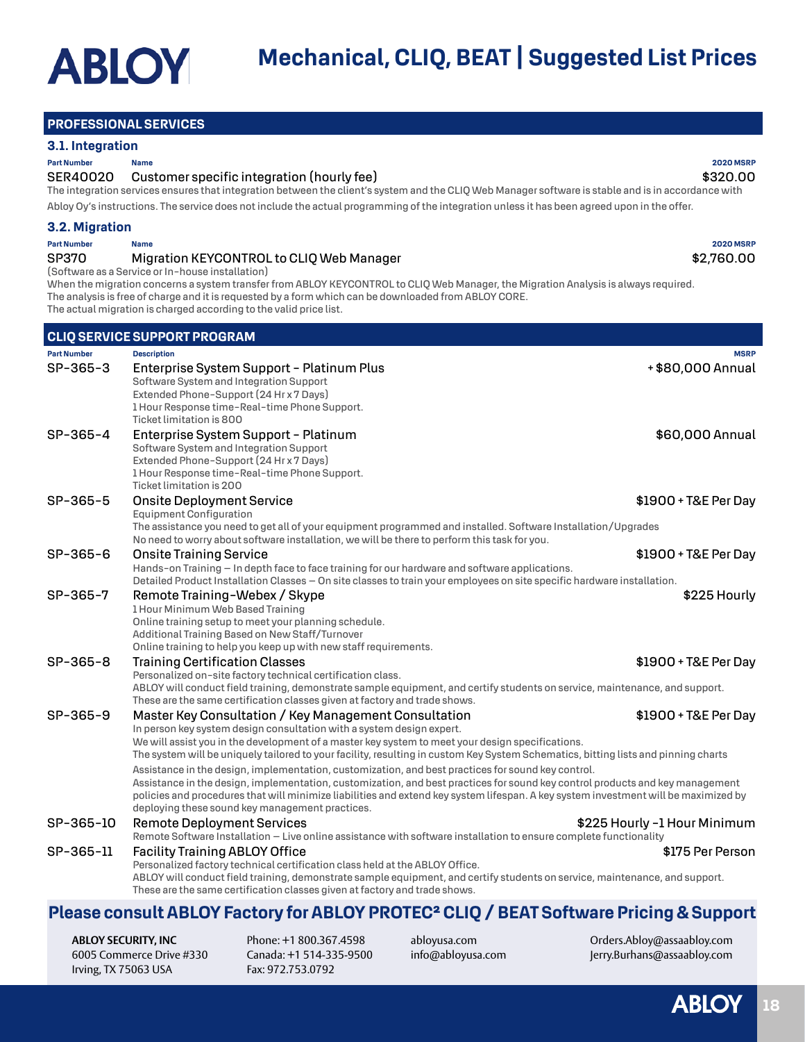# Mechanical, CLIQ, BEAT | Suggested List Prices

## PROFESSIONAL SERVICES

### 3.1. Integration

| Part Number | Name | 2020 MSRP |
|---|---|---|
| SER40020 | Customer specific integration (hourly fee) | $320.00 |

The integration services ensures that integration between the client's system and the CLIQ Web Manager software is stable and is in accordance with Abloy Oy's instructions. The service does not include the actual programming of the integration unless it has been agreed upon in the offer.

### 3.2. Migration

| Part Number | Name | 2020 MSRP |
|---|---|---|
| SP370 | Migration KEYCONTROL to CLIQ Web Manager | $2,760.00 |

(Software as a Service or In-house installation)

When the migration concerns a system transfer from ABLOY KEYCONTROL to CLIQ Web Manager, the Migration Analysis is always required. The analysis is free of charge and it is requested by a form which can be downloaded from ABLOY CORE. The actual migration is charged according to the valid price list.

## CLIQ SERVICE SUPPORT PROGRAM

| Part Number | Description | MSRP |
|---|---|---|
| SP-365-3 | **Enterprise System Support - Platinum Plus**<br>Software System and Integration Support<br>Extended Phone-Support (24 Hr x 7 Days)<br>1 Hour Response time-Real-time Phone Support.<br>Ticket limitation is 800 | +$80,000 Annual |
| SP-365-4 | **Enterprise System Support - Platinum**<br>Software System and Integration Support<br>Extended Phone-Support (24 Hr x 7 Days)<br>1 Hour Response time-Real-time Phone Support.<br>Ticket limitation is 200 | $60,000 Annual |
| SP-365-5 | **Onsite Deployment Service**<br>Equipment Configuration<br>The assistance you need to get all of your equipment programmed and installed. Software Installation/Upgrades<br>No need to worry about software installation, we will be there to perform this task for you. | $1900 + T&E Per Day |
| SP-365-6 | **Onsite Training Service**<br>Hands-on Training – In depth face to face training for our hardware and software applications.<br>Detailed Product Installation Classes – On site classes to train your employees on site specific hardware installation. | $1900 + T&E Per Day |
| SP-365-7 | **Remote Training-Webex / Skype**<br>1 Hour Minimum Web Based Training<br>Online training setup to meet your planning schedule.<br>Additional Training Based on New Staff/Turnover<br>Online training to help you keep up with new staff requirements. | $225 Hourly |
| SP-365-8 | **Training Certification Classes**<br>Personalized on-site factory technical certification class.<br>ABLOY will conduct field training, demonstrate sample equipment, and certify students on service, maintenance, and support.<br>These are the same certification classes given at factory and trade shows. | $1900 + T&E Per Day |
| SP-365-9 | **Master Key Consultation / Key Management Consultation**<br>In person key system design consultation with a system design expert.<br>We will assist you in the development of a master key system to meet your design specifications.<br>The system will be uniquely tailored to your facility, resulting in custom Key System Schematics, bitting lists and pinning charts<br>Assistance in the design, implementation, customization, and best practices for sound key control.<br>Assistance in the design, implementation, customization, and best practices for sound key control products and key management policies and procedures that will minimize liabilities and extend key system lifespan. A key system investment will be maximized by deploying these sound key management practices. | $1900 + T&E Per Day |
| SP-365-10 | **Remote Deployment Services**<br>Remote Software Installation – Live online assistance with software installation to ensure complete functionality | $225 Hourly -1 Hour Minimum |
| SP-365-11 | **Facility Training ABLOY Office**<br>Personalized factory technical certification class held at the ABLOY Office.<br>ABLOY will conduct field training, demonstrate sample equipment, and certify students on service, maintenance, and support.<br>These are the same certification classes given at factory and trade shows. | $175 Per Person |

## Please consult ABLOY Factory for ABLOY PROTEC² CLIQ / BEAT Software Pricing & Support

**ABLOY SECURITY, INC**
6005 Commerce Drive #330
Irving, TX 75063 USA

Phone: +1 800.367.4598
Canada: +1 514-335-9500
Fax: 972.753.0792

abloyusa.com
info@abloyusa.com

Orders.Abloy@assaabloy.com
Jerry.Burhans@assaabloy.com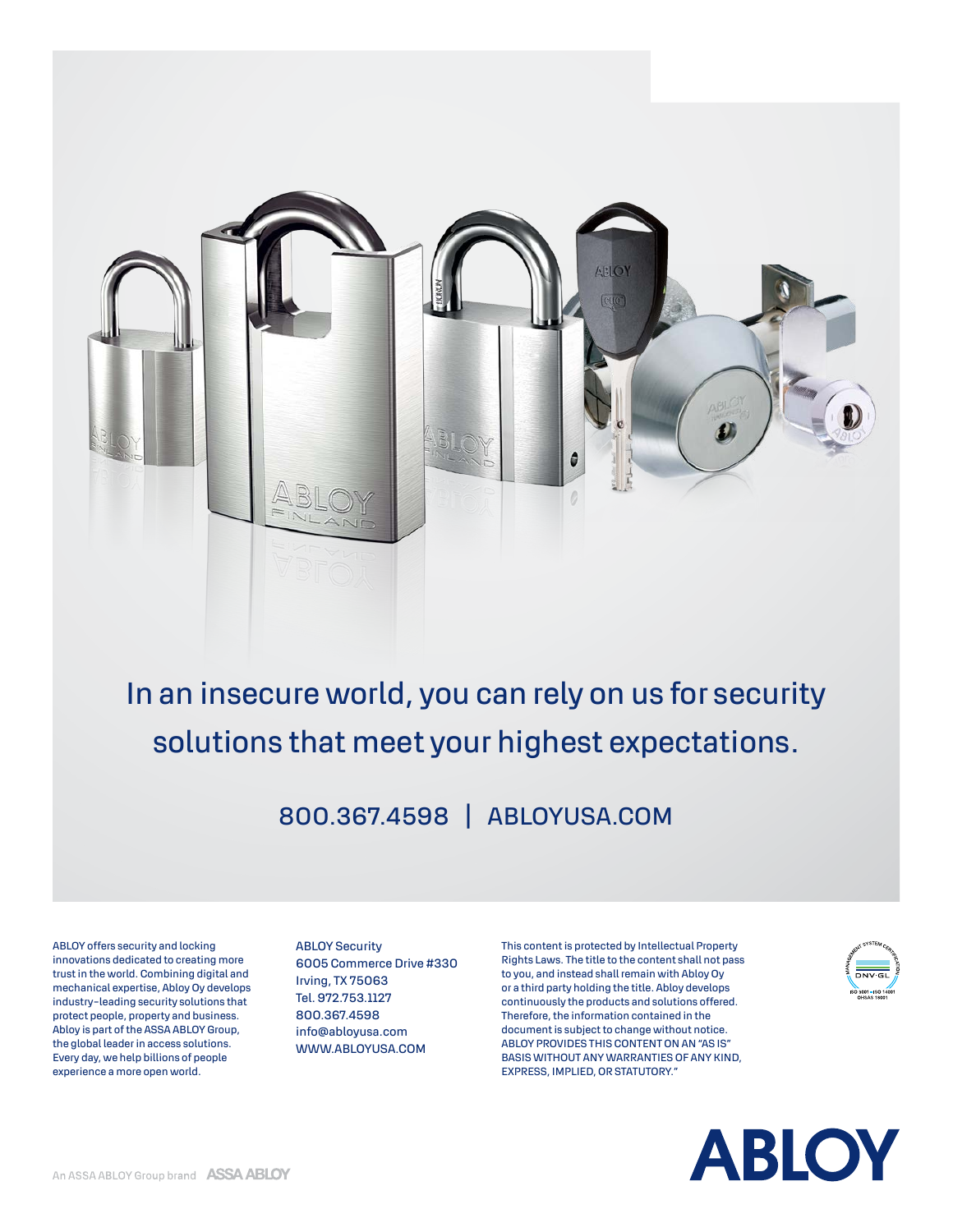In an insecure world, you can rely on us for security solutions that meet your highest expectations.

800.367.4598 | ABLOYUSA.COM

ABLOY offers security and locking innovations dedicated to creating more trust in the world. Combining digital and mechanical expertise, Abloy Oy develops industry-leading security solutions that protect people, property and business. Abloy is part of the ASSA ABLOY Group, the global leader in access solutions. Every day, we help billions of people experience a more open world.

ABLOY Security
6005 Commerce Drive #330
Irving, TX 75063
Tel. 972.753.1127
800.367.4598
info@abloyusa.com
WWW.ABLOYUSA.COM

This content is protected by Intellectual Property Rights Laws. The title to the content shall not pass to you, and instead shall remain with Abloy Oy or a third party holding the title. Abloy develops continuously the products and solutions offered. Therefore, the information contained in the document is subject to change without notice. ABLOY PROVIDES THIS CONTENT ON AN "AS IS" BASIS WITHOUT ANY WARRANTIES OF ANY KIND, EXPRESS, IMPLIED, OR STATUTORY."

MANAGEMENT SYSTEM CERTIFICATION DNV·GL ISO 9001 • ISO 14001 OHSAS 18001

An ASSA ABLOY Group brand ASSA ABLOY

ABLOY